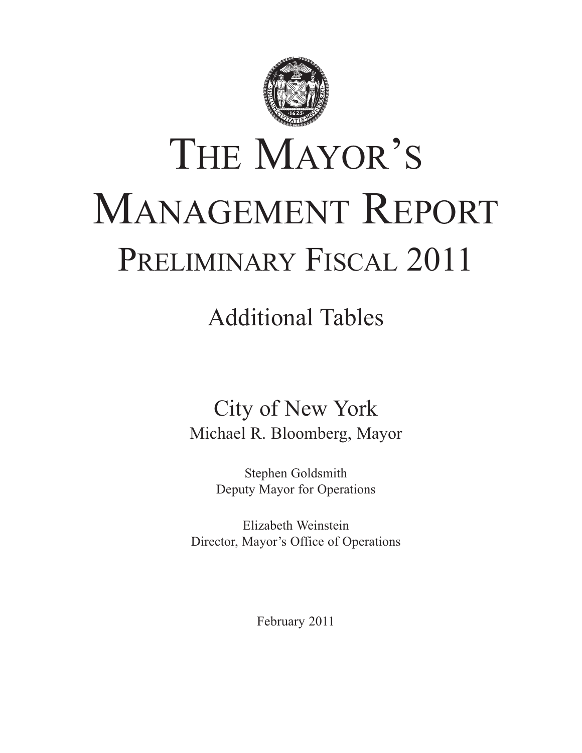# The Mayor's Management Report

## Preliminary Fiscal 2011

### Additional Tables

City of New York
Michael R. Bloomberg, Mayor

Stephen Goldsmith
Deputy Mayor for Operations

Elizabeth Weinstein
Director, Mayor's Office of Operations

February 2011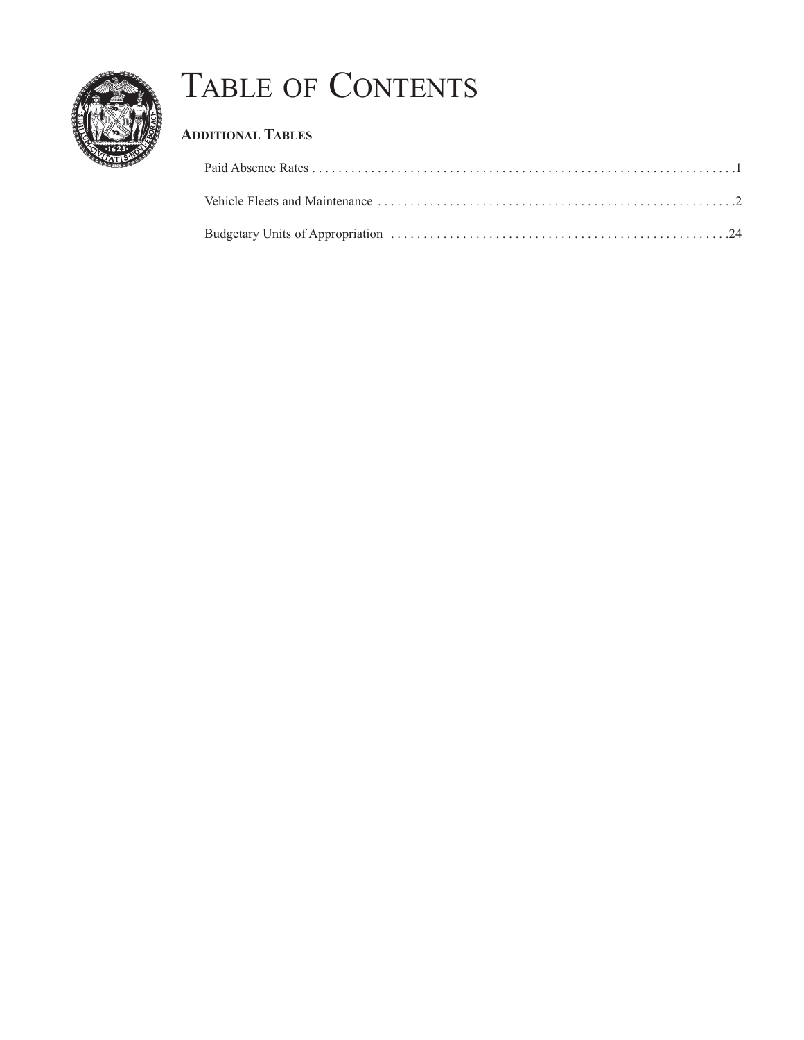# Table of Contents

## Additional Tables

Paid Absence Rates . . . . . . . . . . . . . . . . . . . . . . . . . . . . . . . . . . . . . . . . . . . . . . . . . . . . . . . . . . . . . . . . . .1

Vehicle Fleets and Maintenance . . . . . . . . . . . . . . . . . . . . . . . . . . . . . . . . . . . . . . . . . . . . . . . . . . . . . . .2

Budgetary Units of Appropriation . . . . . . . . . . . . . . . . . . . . . . . . . . . . . . . . . . . . . . . . . . . . . . . . . . . .24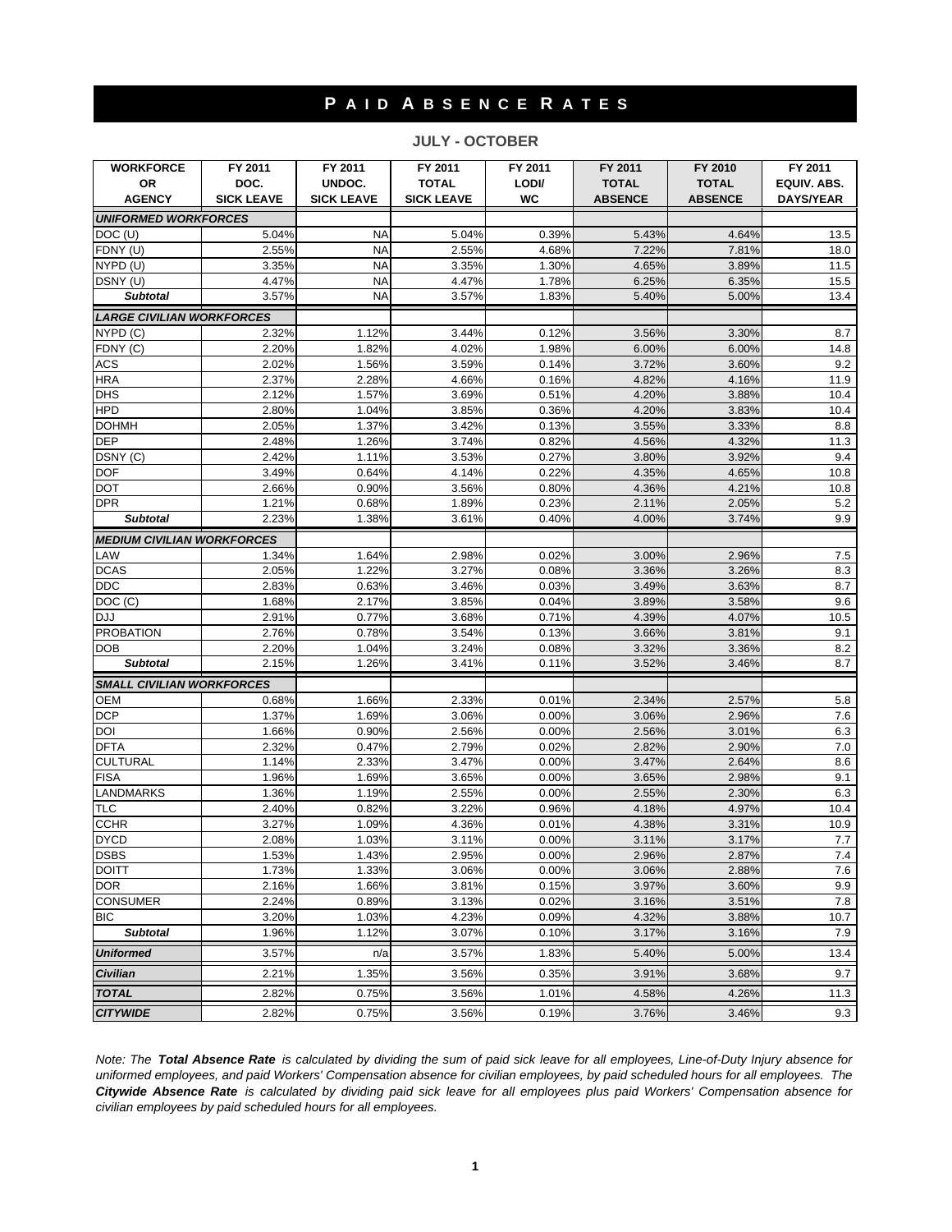# PAID ABSENCE RATES

## JULY - OCTOBER

| WORKFORCE OR AGENCY | FY 2011 DOC. SICK LEAVE | FY 2011 UNDOC. SICK LEAVE | FY 2011 TOTAL SICK LEAVE | FY 2011 LODI/ WC | FY 2011 TOTAL ABSENCE | FY 2010 TOTAL ABSENCE | FY 2011 EQUIV. ABS. DAYS/YEAR |
|---|---|---|---|---|---|---|---|
| ***UNIFORMED WORKFORCES*** | | | | | | | |
| DOC (U) | 5.04% | NA | 5.04% | 0.39% | 5.43% | 4.64% | 13.5 |
| FDNY (U) | 2.55% | NA | 2.55% | 4.68% | 7.22% | 7.81% | 18.0 |
| NYPD (U) | 3.35% | NA | 3.35% | 1.30% | 4.65% | 3.89% | 11.5 |
| DSNY (U) | 4.47% | NA | 4.47% | 1.78% | 6.25% | 6.35% | 15.5 |
| ***Subtotal*** | 3.57% | NA | 3.57% | 1.83% | 5.40% | 5.00% | 13.4 |
| ***LARGE CIVILIAN WORKFORCES*** | | | | | | | |
| NYPD (C) | 2.32% | 1.12% | 3.44% | 0.12% | 3.56% | 3.30% | 8.7 |
| FDNY (C) | 2.20% | 1.82% | 4.02% | 1.98% | 6.00% | 6.00% | 14.8 |
| ACS | 2.02% | 1.56% | 3.59% | 0.14% | 3.72% | 3.60% | 9.2 |
| HRA | 2.37% | 2.28% | 4.66% | 0.16% | 4.82% | 4.16% | 11.9 |
| DHS | 2.12% | 1.57% | 3.69% | 0.51% | 4.20% | 3.88% | 10.4 |
| HPD | 2.80% | 1.04% | 3.85% | 0.36% | 4.20% | 3.83% | 10.4 |
| DOHMH | 2.05% | 1.37% | 3.42% | 0.13% | 3.55% | 3.33% | 8.8 |
| DEP | 2.48% | 1.26% | 3.74% | 0.82% | 4.56% | 4.32% | 11.3 |
| DSNY (C) | 2.42% | 1.11% | 3.53% | 0.27% | 3.80% | 3.92% | 9.4 |
| DOF | 3.49% | 0.64% | 4.14% | 0.22% | 4.35% | 4.65% | 10.8 |
| DOT | 2.66% | 0.90% | 3.56% | 0.80% | 4.36% | 4.21% | 10.8 |
| DPR | 1.21% | 0.68% | 1.89% | 0.23% | 2.11% | 2.05% | 5.2 |
| ***Subtotal*** | 2.23% | 1.38% | 3.61% | 0.40% | 4.00% | 3.74% | 9.9 |
| ***MEDIUM CIVILIAN WORKFORCES*** | | | | | | | |
| LAW | 1.34% | 1.64% | 2.98% | 0.02% | 3.00% | 2.96% | 7.5 |
| DCAS | 2.05% | 1.22% | 3.27% | 0.08% | 3.36% | 3.26% | 8.3 |
| DDC | 2.83% | 0.63% | 3.46% | 0.03% | 3.49% | 3.63% | 8.7 |
| DOC (C) | 1.68% | 2.17% | 3.85% | 0.04% | 3.89% | 3.58% | 9.6 |
| DJJ | 2.91% | 0.77% | 3.68% | 0.71% | 4.39% | 4.07% | 10.5 |
| PROBATION | 2.76% | 0.78% | 3.54% | 0.13% | 3.66% | 3.81% | 9.1 |
| DOB | 2.20% | 1.04% | 3.24% | 0.08% | 3.32% | 3.36% | 8.2 |
| ***Subtotal*** | 2.15% | 1.26% | 3.41% | 0.11% | 3.52% | 3.46% | 8.7 |
| ***SMALL CIVILIAN WORKFORCES*** | | | | | | | |
| OEM | 0.68% | 1.66% | 2.33% | 0.01% | 2.34% | 2.57% | 5.8 |
| DCP | 1.37% | 1.69% | 3.06% | 0.00% | 3.06% | 2.96% | 7.6 |
| DOI | 1.66% | 0.90% | 2.56% | 0.00% | 2.56% | 3.01% | 6.3 |
| DFTA | 2.32% | 0.47% | 2.79% | 0.02% | 2.82% | 2.90% | 7.0 |
| CULTURAL | 1.14% | 2.33% | 3.47% | 0.00% | 3.47% | 2.64% | 8.6 |
| FISA | 1.96% | 1.69% | 3.65% | 0.00% | 3.65% | 2.98% | 9.1 |
| LANDMARKS | 1.36% | 1.19% | 2.55% | 0.00% | 2.55% | 2.30% | 6.3 |
| TLC | 2.40% | 0.82% | 3.22% | 0.96% | 4.18% | 4.97% | 10.4 |
| CCHR | 3.27% | 1.09% | 4.36% | 0.01% | 4.38% | 3.31% | 10.9 |
| DYCD | 2.08% | 1.03% | 3.11% | 0.00% | 3.11% | 3.17% | 7.7 |
| DSBS | 1.53% | 1.43% | 2.95% | 0.00% | 2.96% | 2.87% | 7.4 |
| DOITT | 1.73% | 1.33% | 3.06% | 0.00% | 3.06% | 2.88% | 7.6 |
| DOR | 2.16% | 1.66% | 3.81% | 0.15% | 3.97% | 3.60% | 9.9 |
| CONSUMER | 2.24% | 0.89% | 3.13% | 0.02% | 3.16% | 3.51% | 7.8 |
| BIC | 3.20% | 1.03% | 4.23% | 0.09% | 4.32% | 3.88% | 10.7 |
| ***Subtotal*** | 1.96% | 1.12% | 3.07% | 0.10% | 3.17% | 3.16% | 7.9 |
| ***Uniformed*** | 3.57% | n/a | 3.57% | 1.83% | 5.40% | 5.00% | 13.4 |
| ***Civilian*** | 2.21% | 1.35% | 3.56% | 0.35% | 3.91% | 3.68% | 9.7 |
| ***TOTAL*** | 2.82% | 0.75% | 3.56% | 1.01% | 4.58% | 4.26% | 11.3 |
| ***CITYWIDE*** | 2.82% | 0.75% | 3.56% | 0.19% | 3.76% | 3.46% | 9.3 |

*Note: The **Total Absence Rate** is calculated by dividing the sum of paid sick leave for all employees, Line-of-Duty Injury absence for uniformed employees, and paid Workers' Compensation absence for civilian employees, by paid scheduled hours for all employees. The **Citywide Absence Rate** is calculated by dividing paid sick leave for all employees plus paid Workers' Compensation absence for civilian employees by paid scheduled hours for all employees.*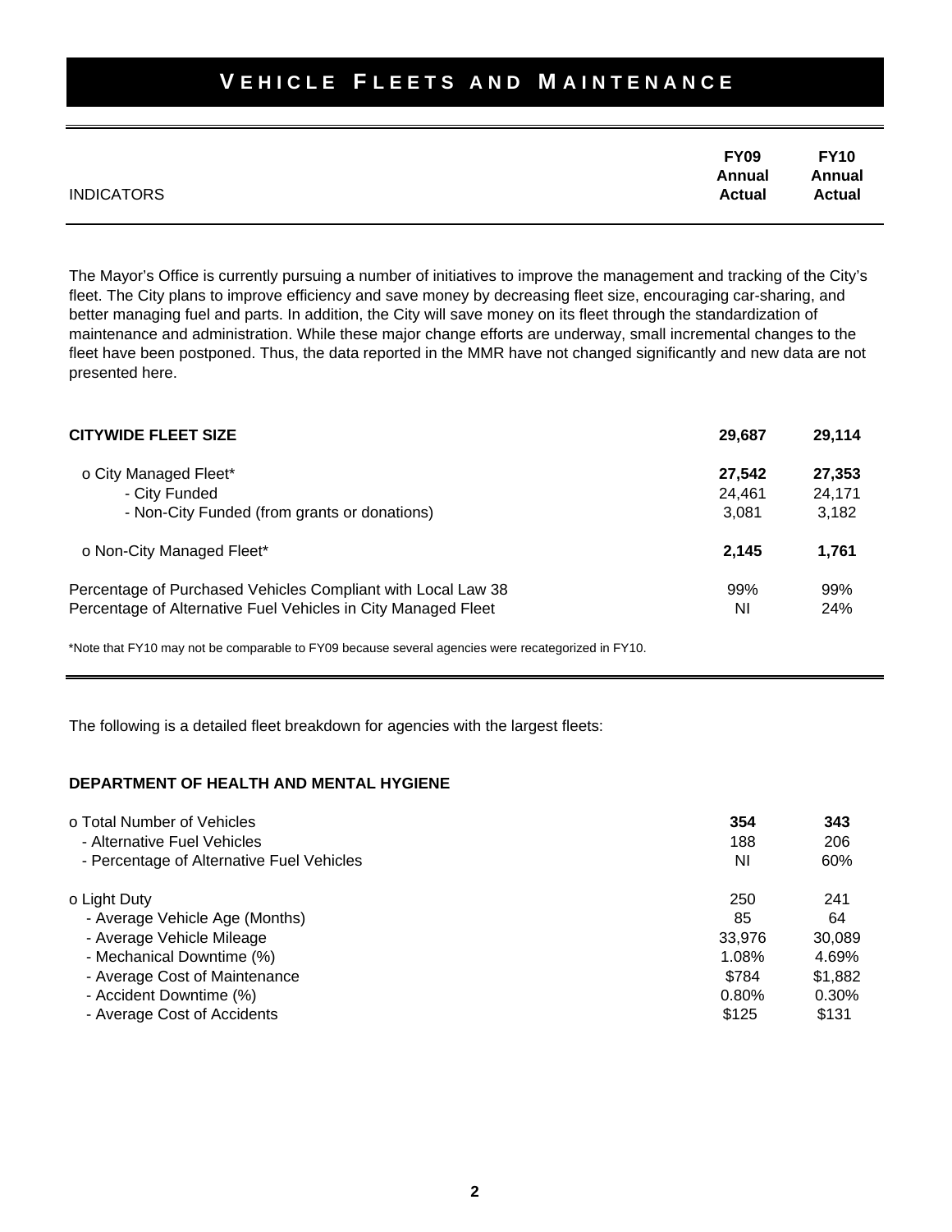# VEHICLE FLEETS AND MAINTENANCE

| INDICATORS | FY09 Annual Actual | FY10 Annual Actual |
|---|---|---|

The Mayor's Office is currently pursuing a number of initiatives to improve the management and tracking of the City's fleet. The City plans to improve efficiency and save money by decreasing fleet size, encouraging car-sharing, and better managing fuel and parts. In addition, the City will save money on its fleet through the standardization of maintenance and administration. While these major change efforts are underway, small incremental changes to the fleet have been postponed. Thus, the data reported in the MMR have not changed significantly and new data are not presented here.

| | FY09 Annual Actual | FY10 Annual Actual |
|---|---|---|
| **CITYWIDE FLEET SIZE** | **29,687** | **29,114** |
| o City Managed Fleet* | **27,542** | **27,353** |
| - City Funded | 24,461 | 24,171 |
| - Non-City Funded (from grants or donations) | 3,081 | 3,182 |
| o Non-City Managed Fleet* | **2,145** | **1,761** |
| Percentage of Purchased Vehicles Compliant with Local Law 38 | 99% | 99% |
| Percentage of Alternative Fuel Vehicles in City Managed Fleet | NI | 24% |

*Note that FY10 may not be comparable to FY09 because several agencies were recategorized in FY10.

The following is a detailed fleet breakdown for agencies with the largest fleets:

**DEPARTMENT OF HEALTH AND MENTAL HYGIENE**

| | FY09 Annual Actual | FY10 Annual Actual |
|---|---|---|
| o Total Number of Vehicles | **354** | **343** |
| - Alternative Fuel Vehicles | 188 | 206 |
| - Percentage of Alternative Fuel Vehicles | NI | 60% |
| o Light Duty | 250 | 241 |
| - Average Vehicle Age (Months) | 85 | 64 |
| - Average Vehicle Mileage | 33,976 | 30,089 |
| - Mechanical Downtime (%) | 1.08% | 4.69% |
| - Average Cost of Maintenance | $784 | $1,882 |
| - Accident Downtime (%) | 0.80% | 0.30% |
| - Average Cost of Accidents | $125 | $131 |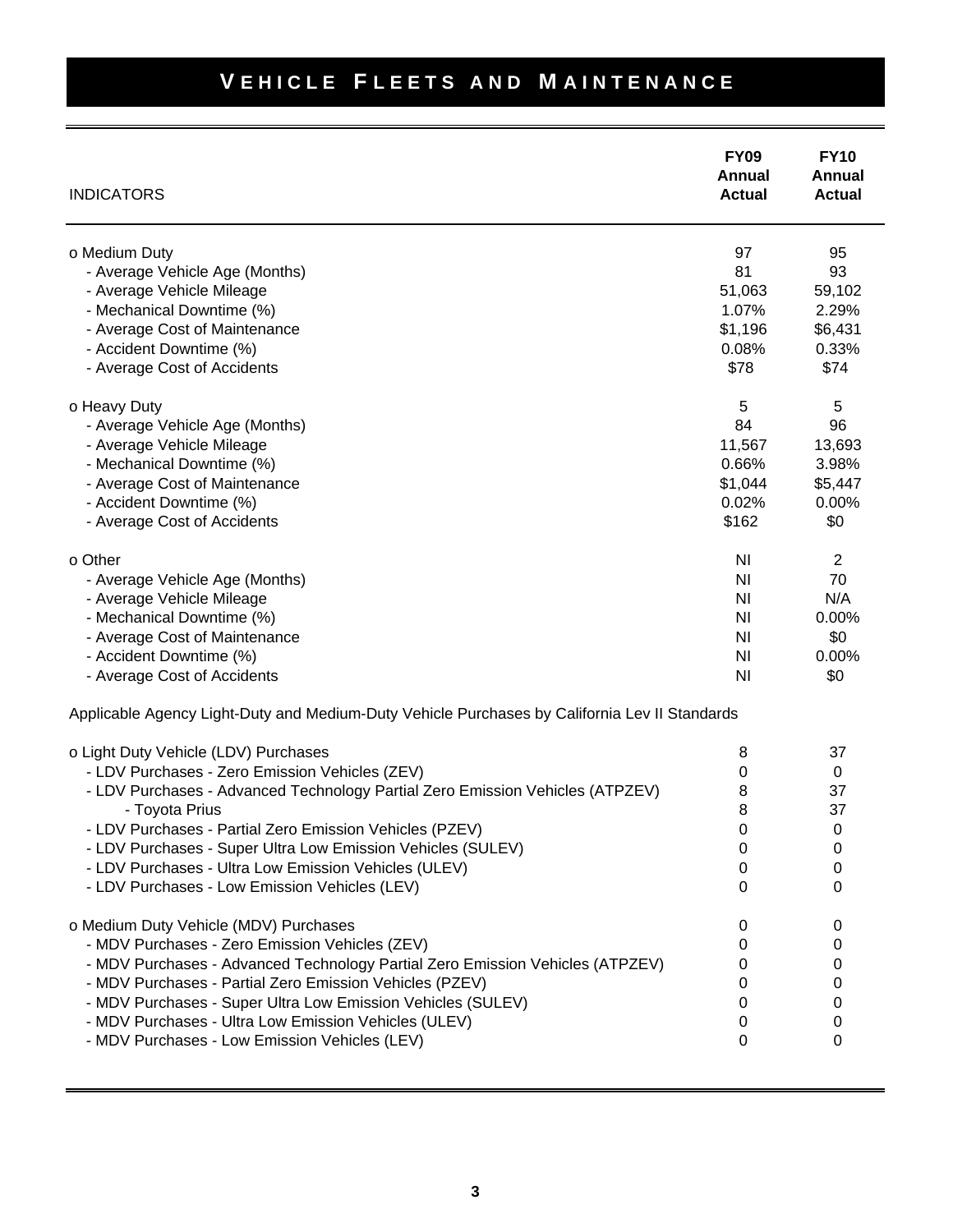# Vehicle Fleets and Maintenance

| INDICATORS | FY09 Annual Actual | FY10 Annual Actual |
|---|---|---|
| o Medium Duty | 97 | 95 |
| - Average Vehicle Age (Months) | 81 | 93 |
| - Average Vehicle Mileage | 51,063 | 59,102 |
| - Mechanical Downtime (%) | 1.07% | 2.29% |
| - Average Cost of Maintenance | $1,196 | $6,431 |
| - Accident Downtime (%) | 0.08% | 0.33% |
| - Average Cost of Accidents | $78 | $74 |
| o Heavy Duty | 5 | 5 |
| - Average Vehicle Age (Months) | 84 | 96 |
| - Average Vehicle Mileage | 11,567 | 13,693 |
| - Mechanical Downtime (%) | 0.66% | 3.98% |
| - Average Cost of Maintenance | $1,044 | $5,447 |
| - Accident Downtime (%) | 0.02% | 0.00% |
| - Average Cost of Accidents | $162 | $0 |
| o Other | NI | 2 |
| - Average Vehicle Age (Months) | NI | 70 |
| - Average Vehicle Mileage | NI | N/A |
| - Mechanical Downtime (%) | NI | 0.00% |
| - Average Cost of Maintenance | NI | $0 |
| - Accident Downtime (%) | NI | 0.00% |
| - Average Cost of Accidents | NI | $0 |
| Applicable Agency Light-Duty and Medium-Duty Vehicle Purchases by California Lev II Standards | | |
| o Light Duty Vehicle (LDV) Purchases | 8 | 37 |
| - LDV Purchases - Zero Emission Vehicles (ZEV) | 0 | 0 |
| - LDV Purchases - Advanced Technology Partial Zero Emission Vehicles (ATPZEV) | 8 | 37 |
| - Toyota Prius | 8 | 37 |
| - LDV Purchases - Partial Zero Emission Vehicles (PZEV) | 0 | 0 |
| - LDV Purchases - Super Ultra Low Emission Vehicles (SULEV) | 0 | 0 |
| - LDV Purchases - Ultra Low Emission Vehicles (ULEV) | 0 | 0 |
| - LDV Purchases - Low Emission Vehicles (LEV) | 0 | 0 |
| o Medium Duty Vehicle (MDV) Purchases | 0 | 0 |
| - MDV Purchases - Zero Emission Vehicles (ZEV) | 0 | 0 |
| - MDV Purchases - Advanced Technology Partial Zero Emission Vehicles (ATPZEV) | 0 | 0 |
| - MDV Purchases - Partial Zero Emission Vehicles (PZEV) | 0 | 0 |
| - MDV Purchases - Super Ultra Low Emission Vehicles (SULEV) | 0 | 0 |
| - MDV Purchases - Ultra Low Emission Vehicles (ULEV) | 0 | 0 |
| - MDV Purchases - Low Emission Vehicles (LEV) | 0 | 0 |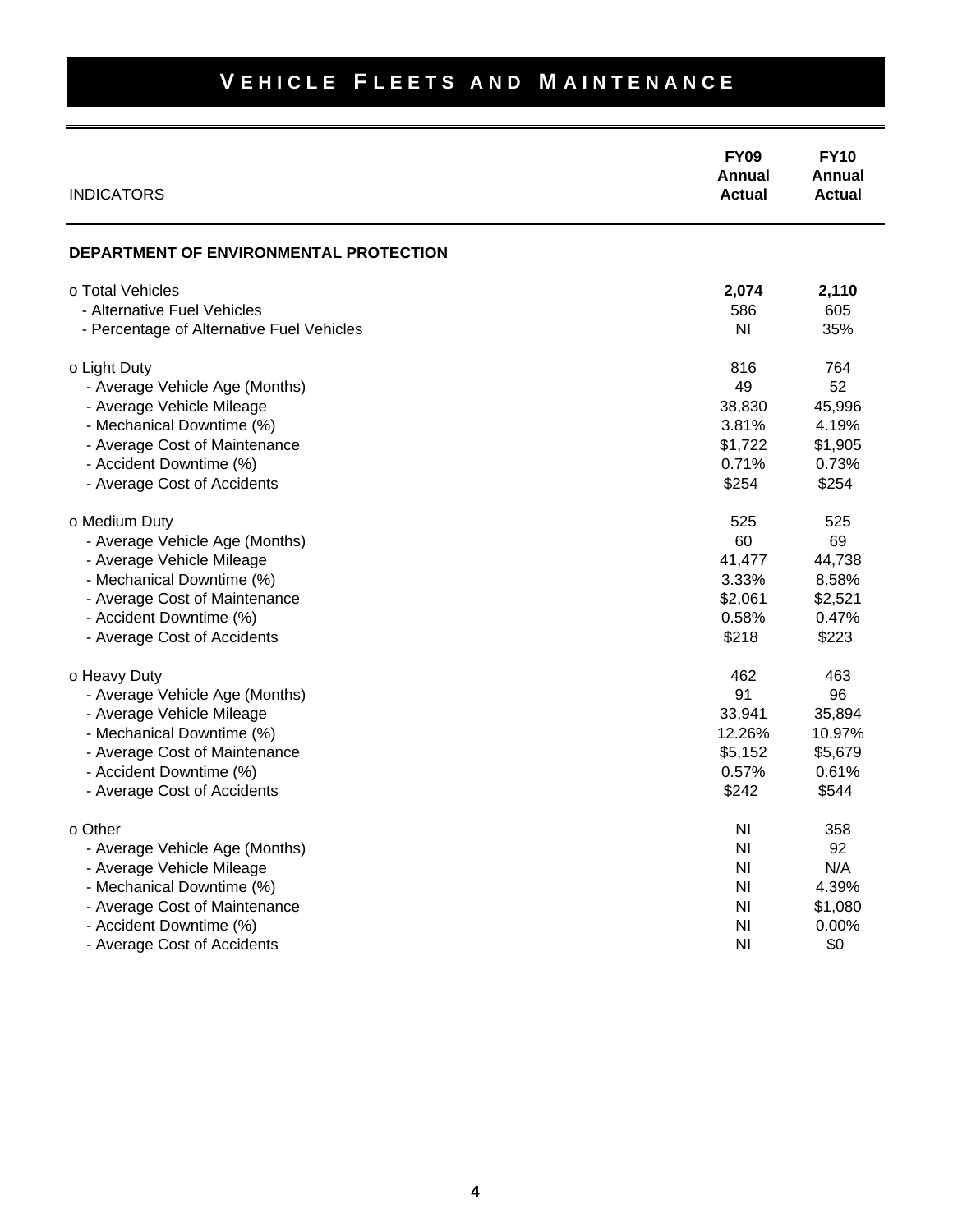# VEHICLE FLEETS AND MAINTENANCE

| INDICATORS | FY09 Annual Actual | FY10 Annual Actual |
|---|---|---|
| **DEPARTMENT OF ENVIRONMENTAL PROTECTION** | | |
| o Total Vehicles | **2,074** | **2,110** |
| - Alternative Fuel Vehicles | 586 | 605 |
| - Percentage of Alternative Fuel Vehicles | NI | 35% |
| o Light Duty | 816 | 764 |
| - Average Vehicle Age (Months) | 49 | 52 |
| - Average Vehicle Mileage | 38,830 | 45,996 |
| - Mechanical Downtime (%) | 3.81% | 4.19% |
| - Average Cost of Maintenance | $1,722 | $1,905 |
| - Accident Downtime (%) | 0.71% | 0.73% |
| - Average Cost of Accidents | $254 | $254 |
| o Medium Duty | 525 | 525 |
| - Average Vehicle Age (Months) | 60 | 69 |
| - Average Vehicle Mileage | 41,477 | 44,738 |
| - Mechanical Downtime (%) | 3.33% | 8.58% |
| - Average Cost of Maintenance | $2,061 | $2,521 |
| - Accident Downtime (%) | 0.58% | 0.47% |
| - Average Cost of Accidents | $218 | $223 |
| o Heavy Duty | 462 | 463 |
| - Average Vehicle Age (Months) | 91 | 96 |
| - Average Vehicle Mileage | 33,941 | 35,894 |
| - Mechanical Downtime (%) | 12.26% | 10.97% |
| - Average Cost of Maintenance | $5,152 | $5,679 |
| - Accident Downtime (%) | 0.57% | 0.61% |
| - Average Cost of Accidents | $242 | $544 |
| o Other | NI | 358 |
| - Average Vehicle Age (Months) | NI | 92 |
| - Average Vehicle Mileage | NI | N/A |
| - Mechanical Downtime (%) | NI | 4.39% |
| - Average Cost of Maintenance | NI | $1,080 |
| - Accident Downtime (%) | NI | 0.00% |
| - Average Cost of Accidents | NI | $0 |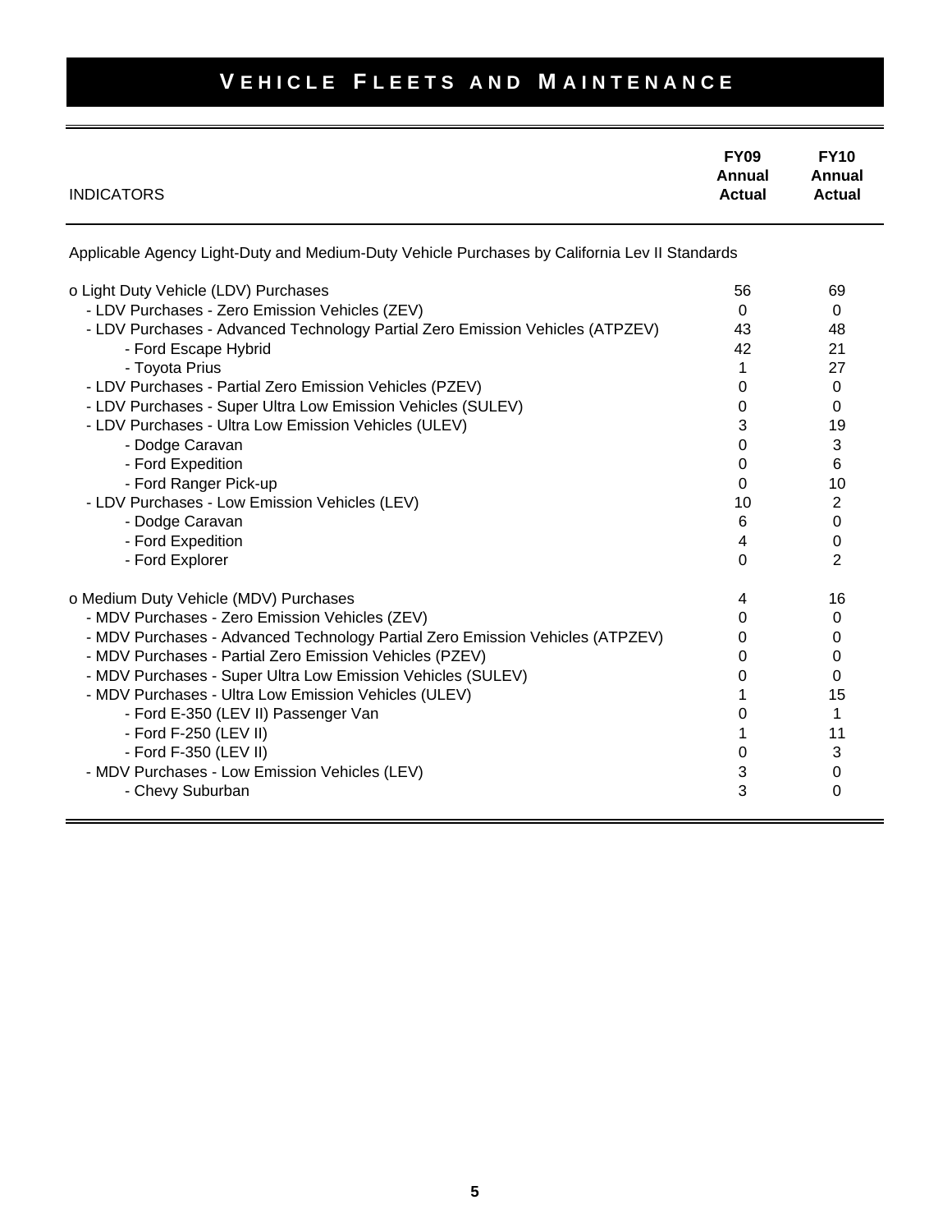# VEHICLE FLEETS AND MAINTENANCE

| INDICATORS | FY09 Annual Actual | FY10 Annual Actual |
|---|---|---|
| Applicable Agency Light-Duty and Medium-Duty Vehicle Purchases by California Lev II Standards | | |
| o Light Duty Vehicle (LDV) Purchases | 56 | 69 |
| - LDV Purchases - Zero Emission Vehicles (ZEV) | 0 | 0 |
| - LDV Purchases - Advanced Technology Partial Zero Emission Vehicles (ATPZEV) | 43 | 48 |
| - Ford Escape Hybrid | 42 | 21 |
| - Toyota Prius | 1 | 27 |
| - LDV Purchases - Partial Zero Emission Vehicles (PZEV) | 0 | 0 |
| - LDV Purchases - Super Ultra Low Emission Vehicles (SULEV) | 0 | 0 |
| - LDV Purchases - Ultra Low Emission Vehicles (ULEV) | 3 | 19 |
| - Dodge Caravan | 0 | 3 |
| - Ford Expedition | 0 | 6 |
| - Ford Ranger Pick-up | 0 | 10 |
| - LDV Purchases - Low Emission Vehicles (LEV) | 10 | 2 |
| - Dodge Caravan | 6 | 0 |
| - Ford Expedition | 4 | 0 |
| - Ford Explorer | 0 | 2 |
| o Medium Duty Vehicle (MDV) Purchases | 4 | 16 |
| - MDV Purchases - Zero Emission Vehicles (ZEV) | 0 | 0 |
| - MDV Purchases - Advanced Technology Partial Zero Emission Vehicles (ATPZEV) | 0 | 0 |
| - MDV Purchases - Partial Zero Emission Vehicles (PZEV) | 0 | 0 |
| - MDV Purchases - Super Ultra Low Emission Vehicles (SULEV) | 0 | 0 |
| - MDV Purchases - Ultra Low Emission Vehicles (ULEV) | 1 | 15 |
| - Ford E-350 (LEV II) Passenger Van | 0 | 1 |
| - Ford F-250 (LEV II) | 1 | 11 |
| - Ford F-350 (LEV II) | 0 | 3 |
| - MDV Purchases - Low Emission Vehicles (LEV) | 3 | 0 |
| - Chevy Suburban | 3 | 0 |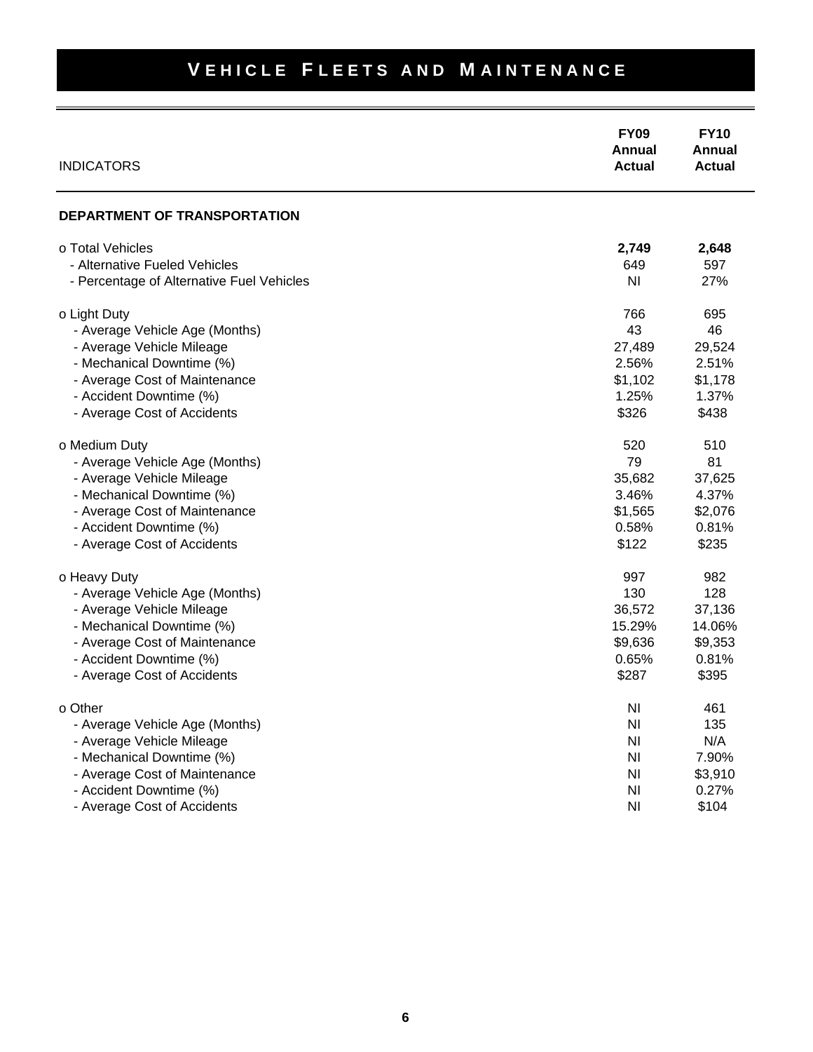# VEHICLE FLEETS AND MAINTENANCE

| INDICATORS | FY09 Annual Actual | FY10 Annual Actual |
|---|---|---|
| **DEPARTMENT OF TRANSPORTATION** | | |
| o Total Vehicles | **2,749** | **2,648** |
| - Alternative Fueled Vehicles | 649 | 597 |
| - Percentage of Alternative Fuel Vehicles | NI | 27% |
| o Light Duty | 766 | 695 |
| - Average Vehicle Age (Months) | 43 | 46 |
| - Average Vehicle Mileage | 27,489 | 29,524 |
| - Mechanical Downtime (%) | 2.56% | 2.51% |
| - Average Cost of Maintenance | $1,102 | $1,178 |
| - Accident Downtime (%) | 1.25% | 1.37% |
| - Average Cost of Accidents | $326 | $438 |
| o Medium Duty | 520 | 510 |
| - Average Vehicle Age (Months) | 79 | 81 |
| - Average Vehicle Mileage | 35,682 | 37,625 |
| - Mechanical Downtime (%) | 3.46% | 4.37% |
| - Average Cost of Maintenance | $1,565 | $2,076 |
| - Accident Downtime (%) | 0.58% | 0.81% |
| - Average Cost of Accidents | $122 | $235 |
| o Heavy Duty | 997 | 982 |
| - Average Vehicle Age (Months) | 130 | 128 |
| - Average Vehicle Mileage | 36,572 | 37,136 |
| - Mechanical Downtime (%) | 15.29% | 14.06% |
| - Average Cost of Maintenance | $9,636 | $9,353 |
| - Accident Downtime (%) | 0.65% | 0.81% |
| - Average Cost of Accidents | $287 | $395 |
| o Other | NI | 461 |
| - Average Vehicle Age (Months) | NI | 135 |
| - Average Vehicle Mileage | NI | N/A |
| - Mechanical Downtime (%) | NI | 7.90% |
| - Average Cost of Maintenance | NI | $3,910 |
| - Accident Downtime (%) | NI | 0.27% |
| - Average Cost of Accidents | NI | $104 |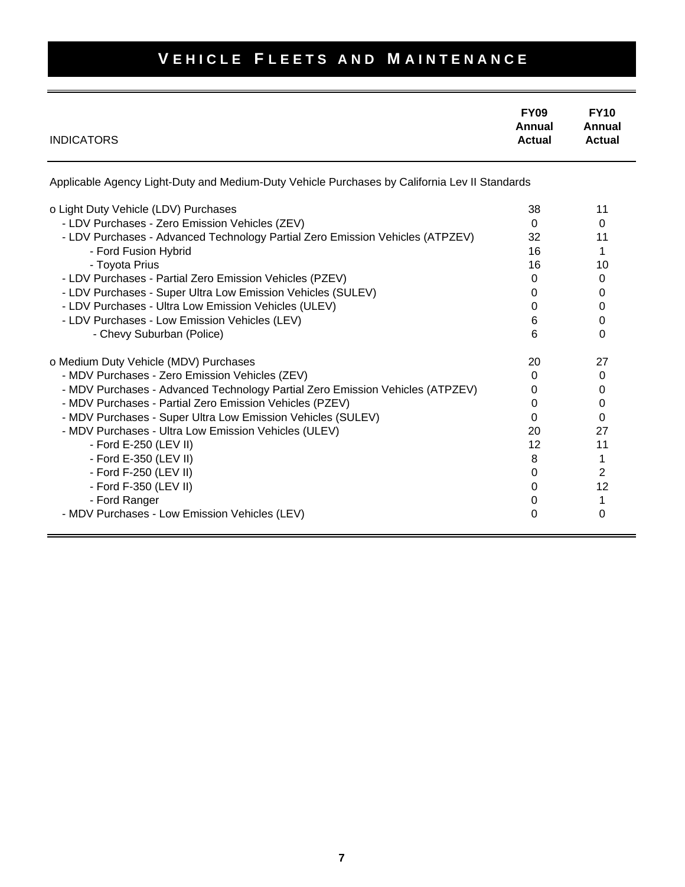# Vehicle Fleets and Maintenance

| INDICATORS | FY09 Annual Actual | FY10 Annual Actual |
|---|---|---|
| Applicable Agency Light-Duty and Medium-Duty Vehicle Purchases by California Lev II Standards | | |
| o Light Duty Vehicle (LDV) Purchases | 38 | 11 |
| - LDV Purchases - Zero Emission Vehicles (ZEV) | 0 | 0 |
| - LDV Purchases - Advanced Technology Partial Zero Emission Vehicles (ATPZEV) | 32 | 11 |
| - Ford Fusion Hybrid | 16 | 1 |
| - Toyota Prius | 16 | 10 |
| - LDV Purchases - Partial Zero Emission Vehicles (PZEV) | 0 | 0 |
| - LDV Purchases - Super Ultra Low Emission Vehicles (SULEV) | 0 | 0 |
| - LDV Purchases - Ultra Low Emission Vehicles (ULEV) | 0 | 0 |
| - LDV Purchases - Low Emission Vehicles (LEV) | 6 | 0 |
| - Chevy Suburban (Police) | 6 | 0 |
| o Medium Duty Vehicle (MDV) Purchases | 20 | 27 |
| - MDV Purchases - Zero Emission Vehicles (ZEV) | 0 | 0 |
| - MDV Purchases - Advanced Technology Partial Zero Emission Vehicles (ATPZEV) | 0 | 0 |
| - MDV Purchases - Partial Zero Emission Vehicles (PZEV) | 0 | 0 |
| - MDV Purchases - Super Ultra Low Emission Vehicles (SULEV) | 0 | 0 |
| - MDV Purchases - Ultra Low Emission Vehicles (ULEV) | 20 | 27 |
| - Ford E-250 (LEV II) | 12 | 11 |
| - Ford E-350 (LEV II) | 8 | 1 |
| - Ford F-250 (LEV II) | 0 | 2 |
| - Ford F-350 (LEV II) | 0 | 12 |
| - Ford Ranger | 0 | 1 |
| - MDV Purchases - Low Emission Vehicles (LEV) | 0 | 0 |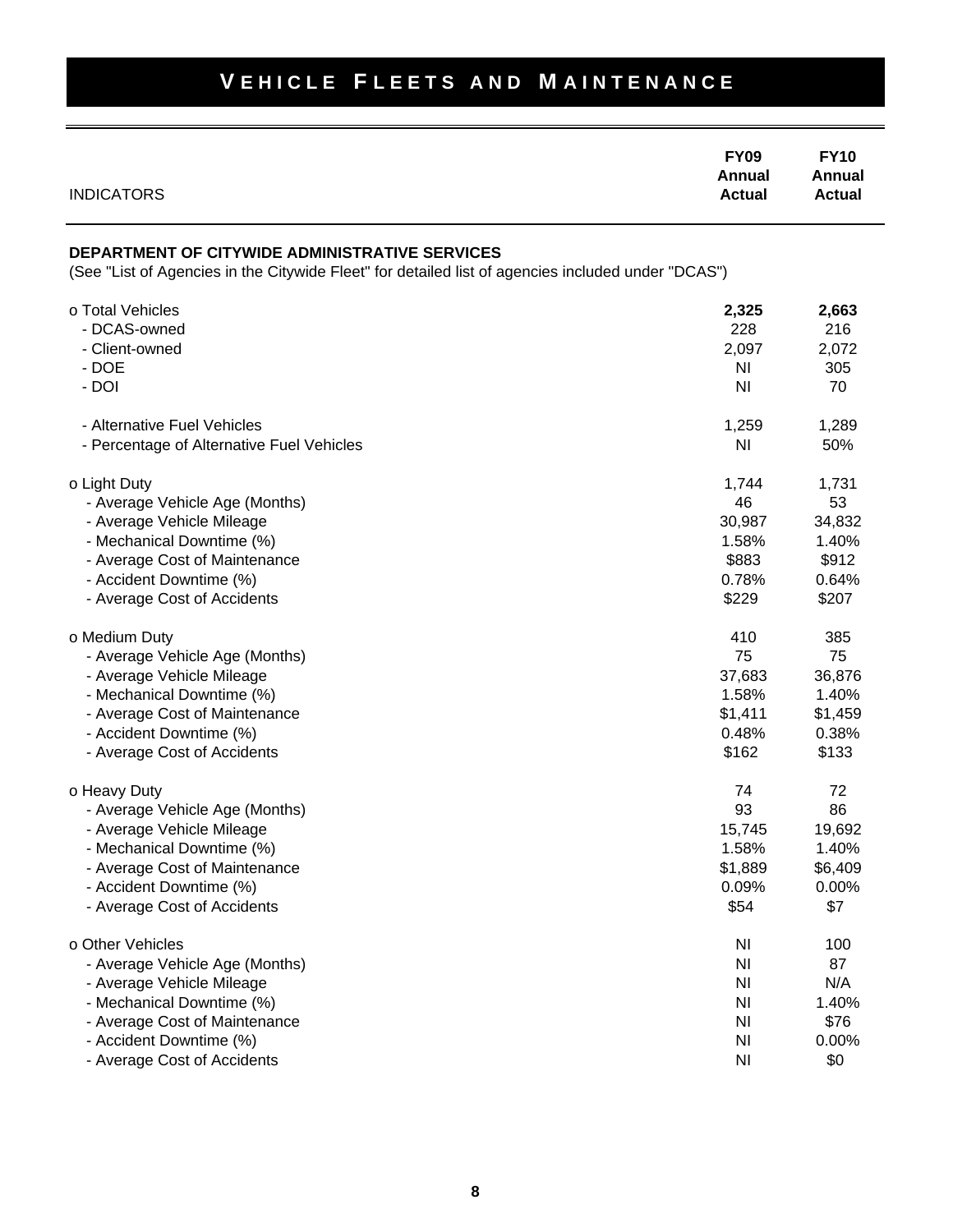# VEHICLE FLEETS AND MAINTENANCE

| INDICATORS | FY09 Annual Actual | FY10 Annual Actual |
|---|---|---|
| **DEPARTMENT OF CITYWIDE ADMINISTRATIVE SERVICES** | | |
| (See "List of Agencies in the Citywide Fleet" for detailed list of agencies included under "DCAS") | | |
| o Total Vehicles | **2,325** | **2,663** |
| - DCAS-owned | 228 | 216 |
| - Client-owned | 2,097 | 2,072 |
| - DOE | NI | 305 |
| - DOI | NI | 70 |
| - Alternative Fuel Vehicles | 1,259 | 1,289 |
| - Percentage of Alternative Fuel Vehicles | NI | 50% |
| o Light Duty | 1,744 | 1,731 |
| - Average Vehicle Age (Months) | 46 | 53 |
| - Average Vehicle Mileage | 30,987 | 34,832 |
| - Mechanical Downtime (%) | 1.58% | 1.40% |
| - Average Cost of Maintenance | $883 | $912 |
| - Accident Downtime (%) | 0.78% | 0.64% |
| - Average Cost of Accidents | $229 | $207 |
| o Medium Duty | 410 | 385 |
| - Average Vehicle Age (Months) | 75 | 75 |
| - Average Vehicle Mileage | 37,683 | 36,876 |
| - Mechanical Downtime (%) | 1.58% | 1.40% |
| - Average Cost of Maintenance | $1,411 | $1,459 |
| - Accident Downtime (%) | 0.48% | 0.38% |
| - Average Cost of Accidents | $162 | $133 |
| o Heavy Duty | 74 | 72 |
| - Average Vehicle Age (Months) | 93 | 86 |
| - Average Vehicle Mileage | 15,745 | 19,692 |
| - Mechanical Downtime (%) | 1.58% | 1.40% |
| - Average Cost of Maintenance | $1,889 | $6,409 |
| - Accident Downtime (%) | 0.09% | 0.00% |
| - Average Cost of Accidents | $54 | $7 |
| o Other Vehicles | NI | 100 |
| - Average Vehicle Age (Months) | NI | 87 |
| - Average Vehicle Mileage | NI | N/A |
| - Mechanical Downtime (%) | NI | 1.40% |
| - Average Cost of Maintenance | NI | $76 |
| - Accident Downtime (%) | NI | 0.00% |
| - Average Cost of Accidents | NI | $0 |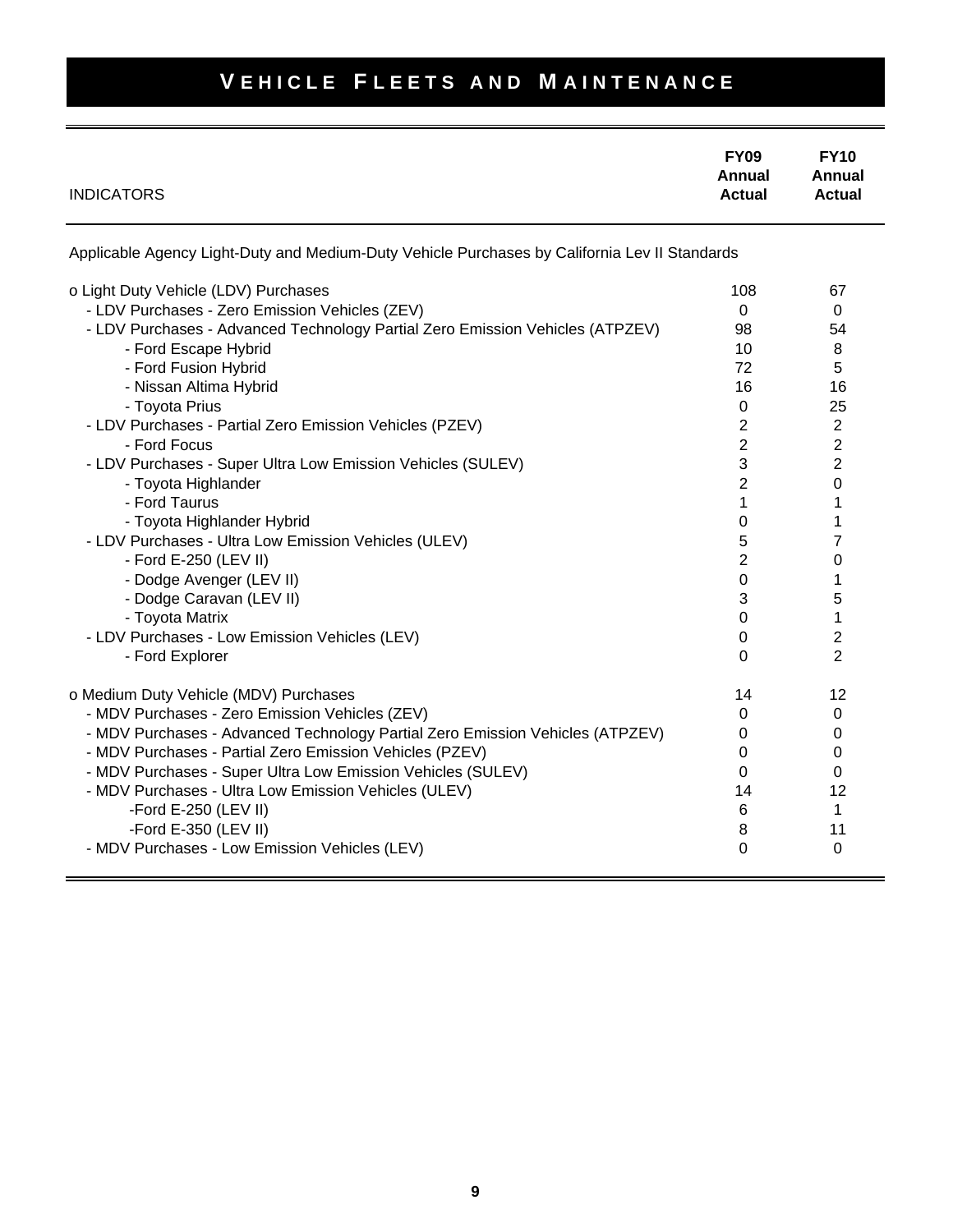# VEHICLE FLEETS AND MAINTENANCE

| INDICATORS | FY09 Annual Actual | FY10 Annual Actual |
|---|---|---|
| Applicable Agency Light-Duty and Medium-Duty Vehicle Purchases by California Lev II Standards | | |
| o Light Duty Vehicle (LDV) Purchases | 108 | 67 |
| - LDV Purchases - Zero Emission Vehicles (ZEV) | 0 | 0 |
| - LDV Purchases - Advanced Technology Partial Zero Emission Vehicles (ATPZEV) | 98 | 54 |
| - Ford Escape Hybrid | 10 | 8 |
| - Ford Fusion Hybrid | 72 | 5 |
| - Nissan Altima Hybrid | 16 | 16 |
| - Toyota Prius | 0 | 25 |
| - LDV Purchases - Partial Zero Emission Vehicles (PZEV) | 2 | 2 |
| - Ford Focus | 2 | 2 |
| - LDV Purchases - Super Ultra Low Emission Vehicles (SULEV) | 3 | 2 |
| - Toyota Highlander | 2 | 0 |
| - Ford Taurus | 1 | 1 |
| - Toyota Highlander Hybrid | 0 | 1 |
| - LDV Purchases - Ultra Low Emission Vehicles (ULEV) | 5 | 7 |
| - Ford E-250 (LEV II) | 2 | 0 |
| - Dodge Avenger (LEV II) | 0 | 1 |
| - Dodge Caravan (LEV II) | 3 | 5 |
| - Toyota Matrix | 0 | 1 |
| - LDV Purchases - Low Emission Vehicles (LEV) | 0 | 2 |
| - Ford Explorer | 0 | 2 |
| o Medium Duty Vehicle (MDV) Purchases | 14 | 12 |
| - MDV Purchases - Zero Emission Vehicles (ZEV) | 0 | 0 |
| - MDV Purchases - Advanced Technology Partial Zero Emission Vehicles (ATPZEV) | 0 | 0 |
| - MDV Purchases - Partial Zero Emission Vehicles (PZEV) | 0 | 0 |
| - MDV Purchases - Super Ultra Low Emission Vehicles (SULEV) | 0 | 0 |
| - MDV Purchases - Ultra Low Emission Vehicles (ULEV) | 14 | 12 |
| -Ford E-250 (LEV II) | 6 | 1 |
| -Ford E-350 (LEV II) | 8 | 11 |
| - MDV Purchases - Low Emission Vehicles (LEV) | 0 | 0 |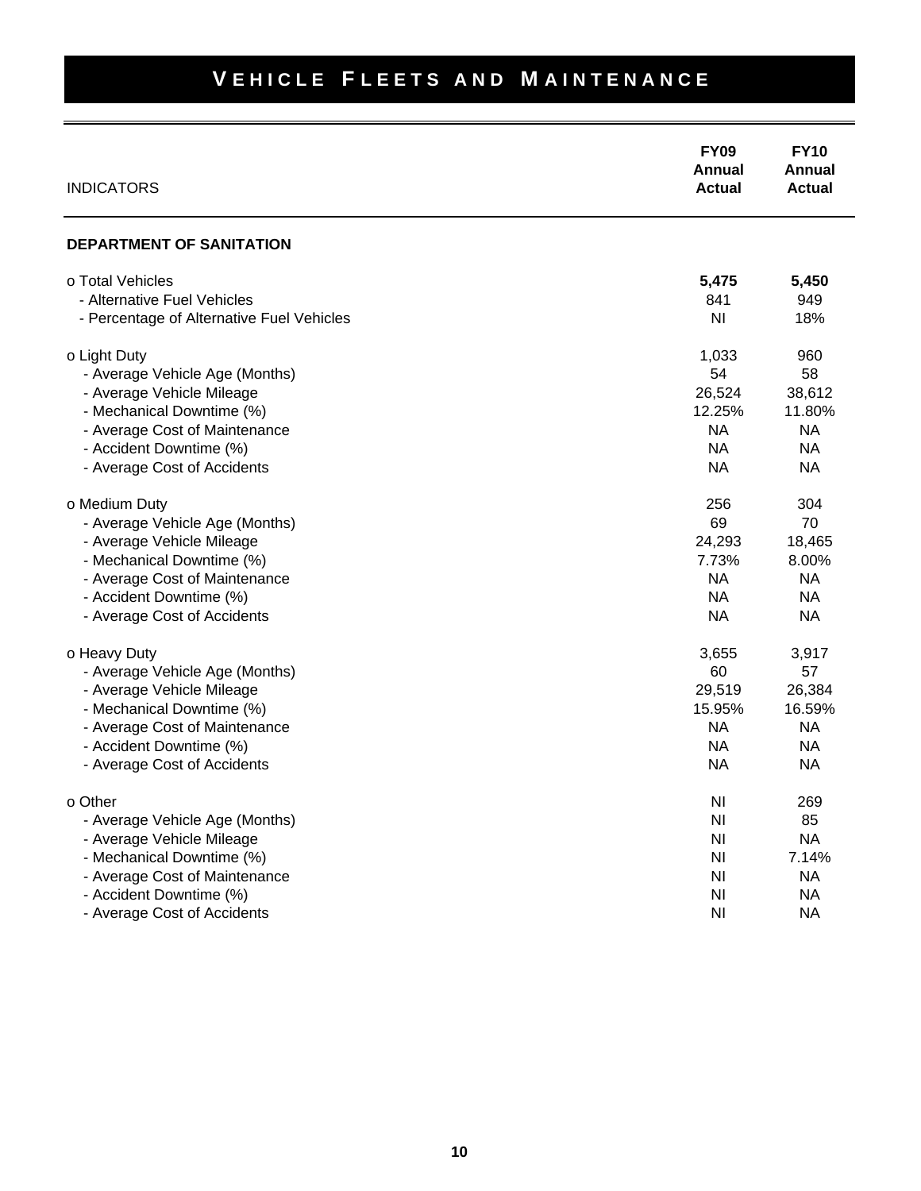# VEHICLE FLEETS AND MAINTENANCE

| INDICATORS | FY09 Annual Actual | FY10 Annual Actual |
|---|---|---|
| **DEPARTMENT OF SANITATION** | | |
| o Total Vehicles | **5,475** | **5,450** |
| - Alternative Fuel Vehicles | 841 | 949 |
| - Percentage of Alternative Fuel Vehicles | NI | 18% |
| o Light Duty | 1,033 | 960 |
| - Average Vehicle Age (Months) | 54 | 58 |
| - Average Vehicle Mileage | 26,524 | 38,612 |
| - Mechanical Downtime (%) | 12.25% | 11.80% |
| - Average Cost of Maintenance | NA | NA |
| - Accident Downtime (%) | NA | NA |
| - Average Cost of Accidents | NA | NA |
| o Medium Duty | 256 | 304 |
| - Average Vehicle Age (Months) | 69 | 70 |
| - Average Vehicle Mileage | 24,293 | 18,465 |
| - Mechanical Downtime (%) | 7.73% | 8.00% |
| - Average Cost of Maintenance | NA | NA |
| - Accident Downtime (%) | NA | NA |
| - Average Cost of Accidents | NA | NA |
| o Heavy Duty | 3,655 | 3,917 |
| - Average Vehicle Age (Months) | 60 | 57 |
| - Average Vehicle Mileage | 29,519 | 26,384 |
| - Mechanical Downtime (%) | 15.95% | 16.59% |
| - Average Cost of Maintenance | NA | NA |
| - Accident Downtime (%) | NA | NA |
| - Average Cost of Accidents | NA | NA |
| o Other | NI | 269 |
| - Average Vehicle Age (Months) | NI | 85 |
| - Average Vehicle Mileage | NI | NA |
| - Mechanical Downtime (%) | NI | 7.14% |
| - Average Cost of Maintenance | NI | NA |
| - Accident Downtime (%) | NI | NA |
| - Average Cost of Accidents | NI | NA |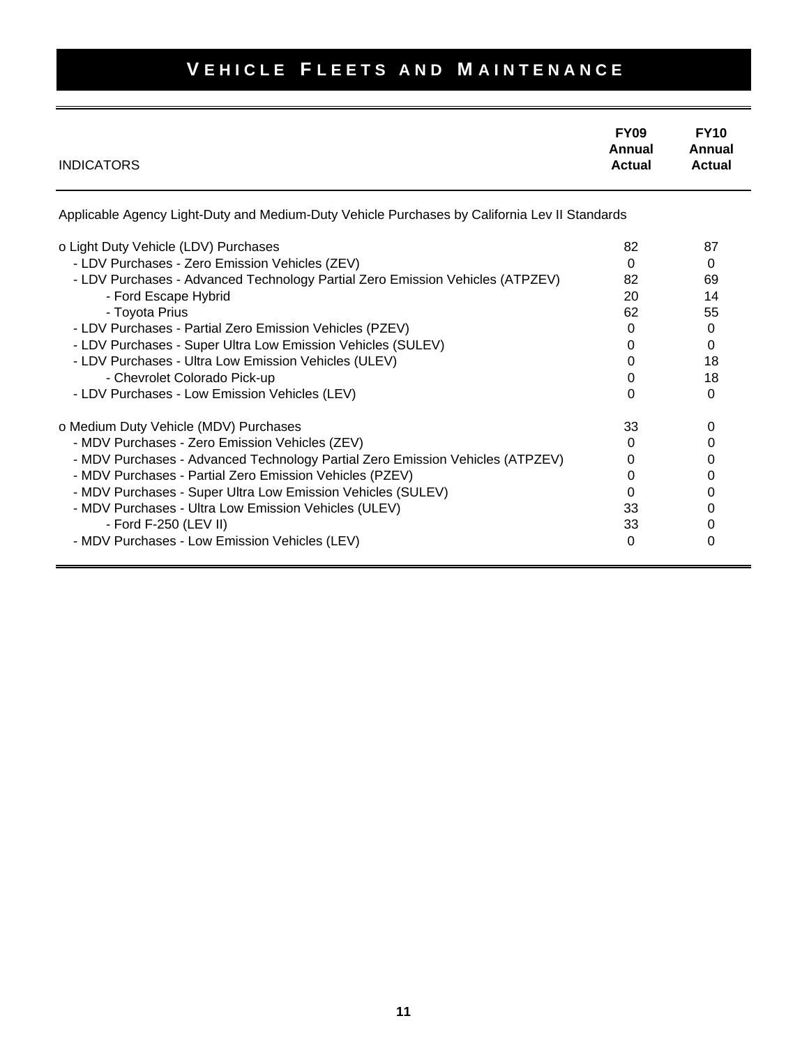# Vehicle Fleets and Maintenance

| INDICATORS | FY09 Annual Actual | FY10 Annual Actual |
|---|---|---|
| Applicable Agency Light-Duty and Medium-Duty Vehicle Purchases by California Lev II Standards | | |
| o Light Duty Vehicle (LDV) Purchases | 82 | 87 |
| - LDV Purchases - Zero Emission Vehicles (ZEV) | 0 | 0 |
| - LDV Purchases - Advanced Technology Partial Zero Emission Vehicles (ATPZEV) | 82 | 69 |
| - Ford Escape Hybrid | 20 | 14 |
| - Toyota Prius | 62 | 55 |
| - LDV Purchases - Partial Zero Emission Vehicles (PZEV) | 0 | 0 |
| - LDV Purchases - Super Ultra Low Emission Vehicles (SULEV) | 0 | 0 |
| - LDV Purchases - Ultra Low Emission Vehicles (ULEV) | 0 | 18 |
| - Chevrolet Colorado Pick-up | 0 | 18 |
| - LDV Purchases - Low Emission Vehicles (LEV) | 0 | 0 |
| o Medium Duty Vehicle (MDV) Purchases | 33 | 0 |
| - MDV Purchases - Zero Emission Vehicles (ZEV) | 0 | 0 |
| - MDV Purchases - Advanced Technology Partial Zero Emission Vehicles (ATPZEV) | 0 | 0 |
| - MDV Purchases - Partial Zero Emission Vehicles (PZEV) | 0 | 0 |
| - MDV Purchases - Super Ultra Low Emission Vehicles (SULEV) | 0 | 0 |
| - MDV Purchases - Ultra Low Emission Vehicles (ULEV) | 33 | 0 |
| - Ford F-250 (LEV II) | 33 | 0 |
| - MDV Purchases - Low Emission Vehicles (LEV) | 0 | 0 |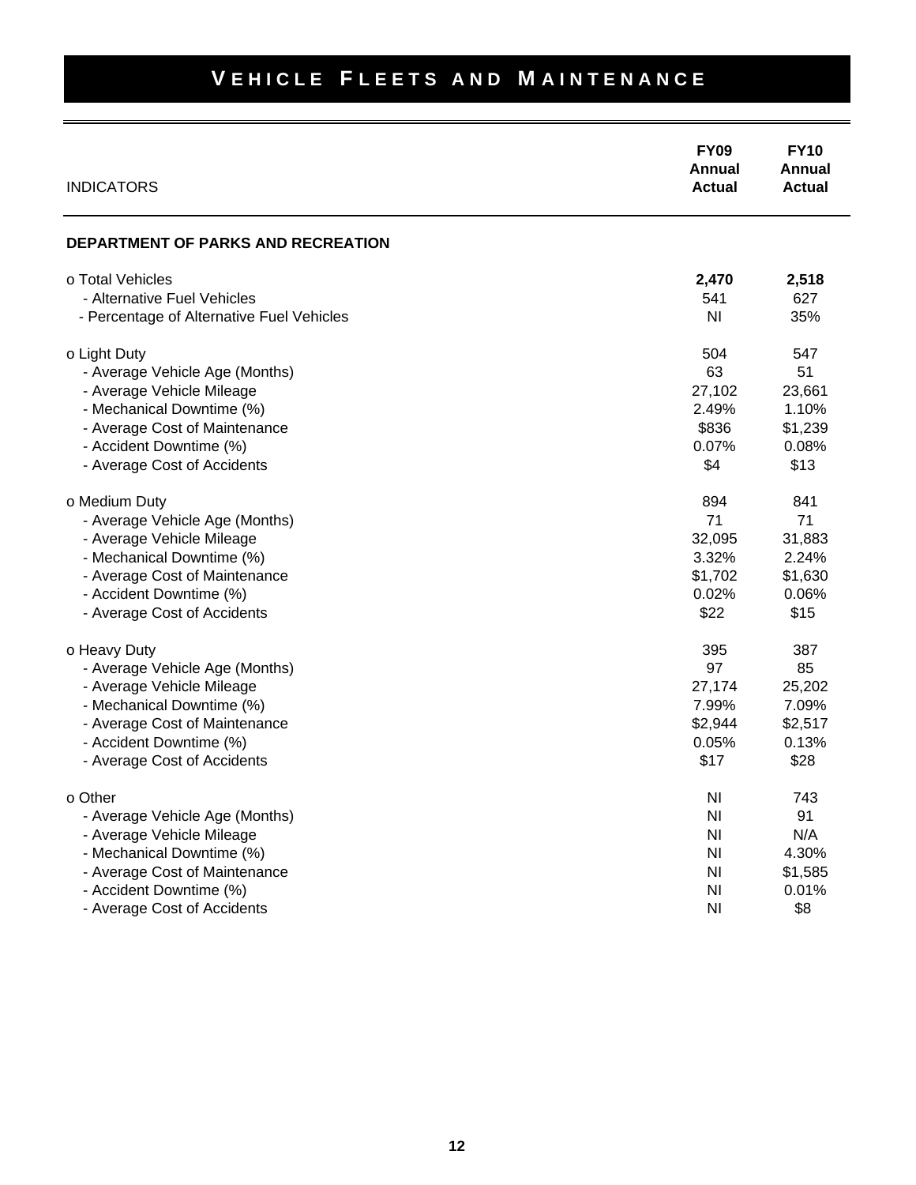# VEHICLE FLEETS AND MAINTENANCE

| INDICATORS | FY09 Annual Actual | FY10 Annual Actual |
|---|---|---|
| **DEPARTMENT OF PARKS AND RECREATION** | | |
| o Total Vehicles | **2,470** | **2,518** |
| - Alternative Fuel Vehicles | 541 | 627 |
| - Percentage of Alternative Fuel Vehicles | NI | 35% |
| o Light Duty | 504 | 547 |
| - Average Vehicle Age (Months) | 63 | 51 |
| - Average Vehicle Mileage | 27,102 | 23,661 |
| - Mechanical Downtime (%) | 2.49% | 1.10% |
| - Average Cost of Maintenance | $836 | $1,239 |
| - Accident Downtime (%) | 0.07% | 0.08% |
| - Average Cost of Accidents | $4 | $13 |
| o Medium Duty | 894 | 841 |
| - Average Vehicle Age (Months) | 71 | 71 |
| - Average Vehicle Mileage | 32,095 | 31,883 |
| - Mechanical Downtime (%) | 3.32% | 2.24% |
| - Average Cost of Maintenance | $1,702 | $1,630 |
| - Accident Downtime (%) | 0.02% | 0.06% |
| - Average Cost of Accidents | $22 | $15 |
| o Heavy Duty | 395 | 387 |
| - Average Vehicle Age (Months) | 97 | 85 |
| - Average Vehicle Mileage | 27,174 | 25,202 |
| - Mechanical Downtime (%) | 7.99% | 7.09% |
| - Average Cost of Maintenance | $2,944 | $2,517 |
| - Accident Downtime (%) | 0.05% | 0.13% |
| - Average Cost of Accidents | $17 | $28 |
| o Other | NI | 743 |
| - Average Vehicle Age (Months) | NI | 91 |
| - Average Vehicle Mileage | NI | N/A |
| - Mechanical Downtime (%) | NI | 4.30% |
| - Average Cost of Maintenance | NI | $1,585 |
| - Accident Downtime (%) | NI | 0.01% |
| - Average Cost of Accidents | NI | $8 |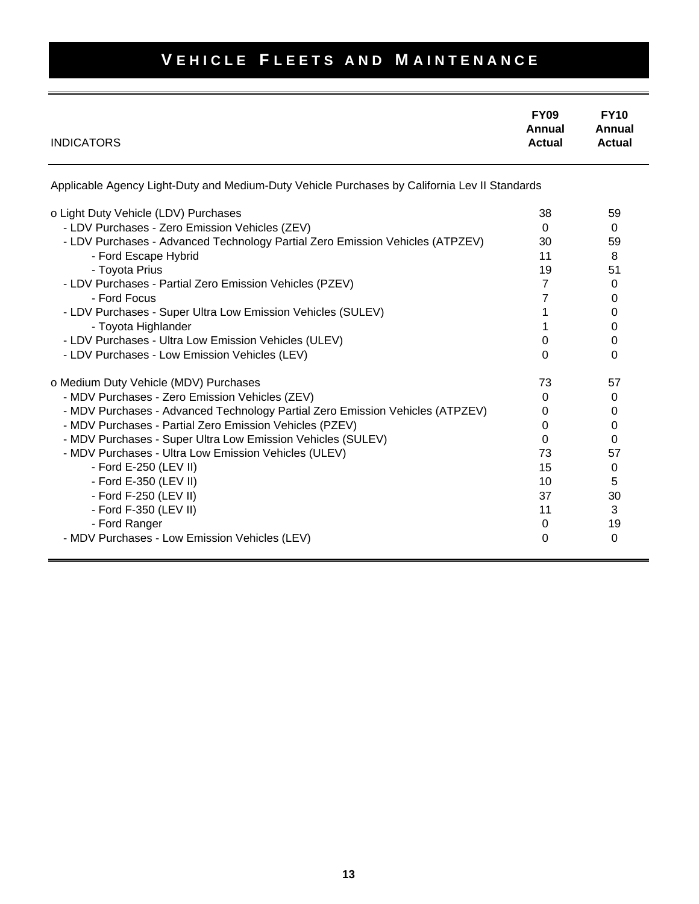# VEHICLE FLEETS AND MAINTENANCE

| INDICATORS | FY09 Annual Actual | FY10 Annual Actual |
|---|---|---|
| Applicable Agency Light-Duty and Medium-Duty Vehicle Purchases by California Lev II Standards | | |
| o Light Duty Vehicle (LDV) Purchases | 38 | 59 |
| - LDV Purchases - Zero Emission Vehicles (ZEV) | 0 | 0 |
| - LDV Purchases - Advanced Technology Partial Zero Emission Vehicles (ATPZEV) | 30 | 59 |
| - Ford Escape Hybrid | 11 | 8 |
| - Toyota Prius | 19 | 51 |
| - LDV Purchases - Partial Zero Emission Vehicles (PZEV) | 7 | 0 |
| - Ford Focus | 7 | 0 |
| - LDV Purchases - Super Ultra Low Emission Vehicles (SULEV) | 1 | 0 |
| - Toyota Highlander | 1 | 0 |
| - LDV Purchases - Ultra Low Emission Vehicles (ULEV) | 0 | 0 |
| - LDV Purchases - Low Emission Vehicles (LEV) | 0 | 0 |
| o Medium Duty Vehicle (MDV) Purchases | 73 | 57 |
| - MDV Purchases - Zero Emission Vehicles (ZEV) | 0 | 0 |
| - MDV Purchases - Advanced Technology Partial Zero Emission Vehicles (ATPZEV) | 0 | 0 |
| - MDV Purchases - Partial Zero Emission Vehicles (PZEV) | 0 | 0 |
| - MDV Purchases - Super Ultra Low Emission Vehicles (SULEV) | 0 | 0 |
| - MDV Purchases - Ultra Low Emission Vehicles (ULEV) | 73 | 57 |
| - Ford E-250 (LEV II) | 15 | 0 |
| - Ford E-350 (LEV II) | 10 | 5 |
| - Ford F-250 (LEV II) | 37 | 30 |
| - Ford F-350 (LEV II) | 11 | 3 |
| - Ford Ranger | 0 | 19 |
| - MDV Purchases - Low Emission Vehicles (LEV) | 0 | 0 |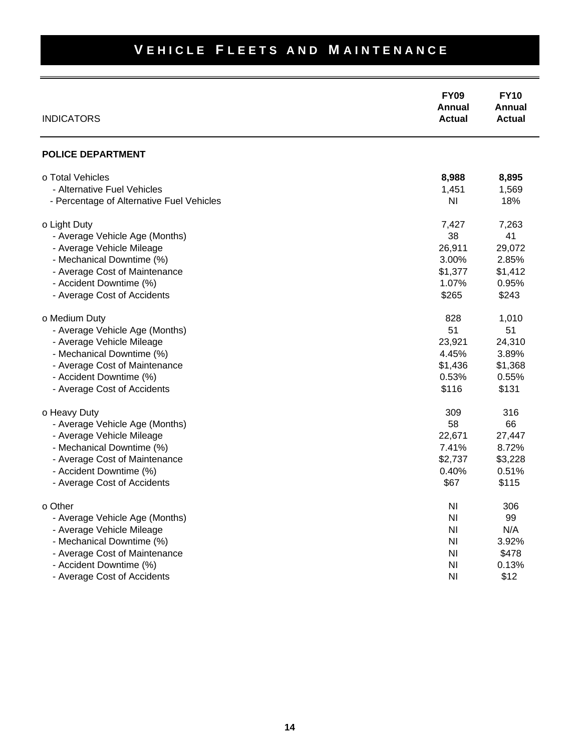# VEHICLE FLEETS AND MAINTENANCE

| INDICATORS | FY09 Annual Actual | FY10 Annual Actual |
|---|---|---|
| **POLICE DEPARTMENT** | | |
| o Total Vehicles | **8,988** | **8,895** |
| - Alternative Fuel Vehicles | 1,451 | 1,569 |
| - Percentage of Alternative Fuel Vehicles | NI | 18% |
| o Light Duty | 7,427 | 7,263 |
| - Average Vehicle Age (Months) | 38 | 41 |
| - Average Vehicle Mileage | 26,911 | 29,072 |
| - Mechanical Downtime (%) | 3.00% | 2.85% |
| - Average Cost of Maintenance | $1,377 | $1,412 |
| - Accident Downtime (%) | 1.07% | 0.95% |
| - Average Cost of Accidents | $265 | $243 |
| o Medium Duty | 828 | 1,010 |
| - Average Vehicle Age (Months) | 51 | 51 |
| - Average Vehicle Mileage | 23,921 | 24,310 |
| - Mechanical Downtime (%) | 4.45% | 3.89% |
| - Average Cost of Maintenance | $1,436 | $1,368 |
| - Accident Downtime (%) | 0.53% | 0.55% |
| - Average Cost of Accidents | $116 | $131 |
| o Heavy Duty | 309 | 316 |
| - Average Vehicle Age (Months) | 58 | 66 |
| - Average Vehicle Mileage | 22,671 | 27,447 |
| - Mechanical Downtime (%) | 7.41% | 8.72% |
| - Average Cost of Maintenance | $2,737 | $3,228 |
| - Accident Downtime (%) | 0.40% | 0.51% |
| - Average Cost of Accidents | $67 | $115 |
| o Other | NI | 306 |
| - Average Vehicle Age (Months) | NI | 99 |
| - Average Vehicle Mileage | NI | N/A |
| - Mechanical Downtime (%) | NI | 3.92% |
| - Average Cost of Maintenance | NI | $478 |
| - Accident Downtime (%) | NI | 0.13% |
| - Average Cost of Accidents | NI | $12 |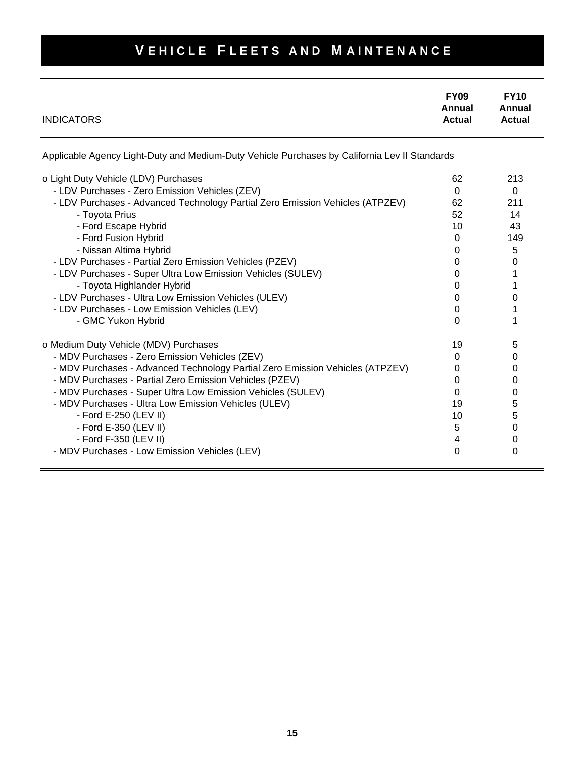# VEHICLE FLEETS AND MAINTENANCE

| INDICATORS | FY09 Annual Actual | FY10 Annual Actual |
|---|---|---|
| Applicable Agency Light-Duty and Medium-Duty Vehicle Purchases by California Lev II Standards | | |
| o Light Duty Vehicle (LDV) Purchases | 62 | 213 |
| - LDV Purchases - Zero Emission Vehicles (ZEV) | 0 | 0 |
| - LDV Purchases - Advanced Technology Partial Zero Emission Vehicles (ATPZEV) | 62 | 211 |
| - Toyota Prius | 52 | 14 |
| - Ford Escape Hybrid | 10 | 43 |
| - Ford Fusion Hybrid | 0 | 149 |
| - Nissan Altima Hybrid | 0 | 5 |
| - LDV Purchases - Partial Zero Emission Vehicles (PZEV) | 0 | 0 |
| - LDV Purchases - Super Ultra Low Emission Vehicles (SULEV) | 0 | 1 |
| - Toyota Highlander Hybrid | 0 | 1 |
| - LDV Purchases - Ultra Low Emission Vehicles (ULEV) | 0 | 0 |
| - LDV Purchases - Low Emission Vehicles (LEV) | 0 | 1 |
| - GMC Yukon Hybrid | 0 | 1 |
| o Medium Duty Vehicle (MDV) Purchases | 19 | 5 |
| - MDV Purchases - Zero Emission Vehicles (ZEV) | 0 | 0 |
| - MDV Purchases - Advanced Technology Partial Zero Emission Vehicles (ATPZEV) | 0 | 0 |
| - MDV Purchases - Partial Zero Emission Vehicles (PZEV) | 0 | 0 |
| - MDV Purchases - Super Ultra Low Emission Vehicles (SULEV) | 0 | 0 |
| - MDV Purchases - Ultra Low Emission Vehicles (ULEV) | 19 | 5 |
| - Ford E-250 (LEV II) | 10 | 5 |
| - Ford E-350 (LEV II) | 5 | 0 |
| - Ford F-350 (LEV II) | 4 | 0 |
| - MDV Purchases - Low Emission Vehicles (LEV) | 0 | 0 |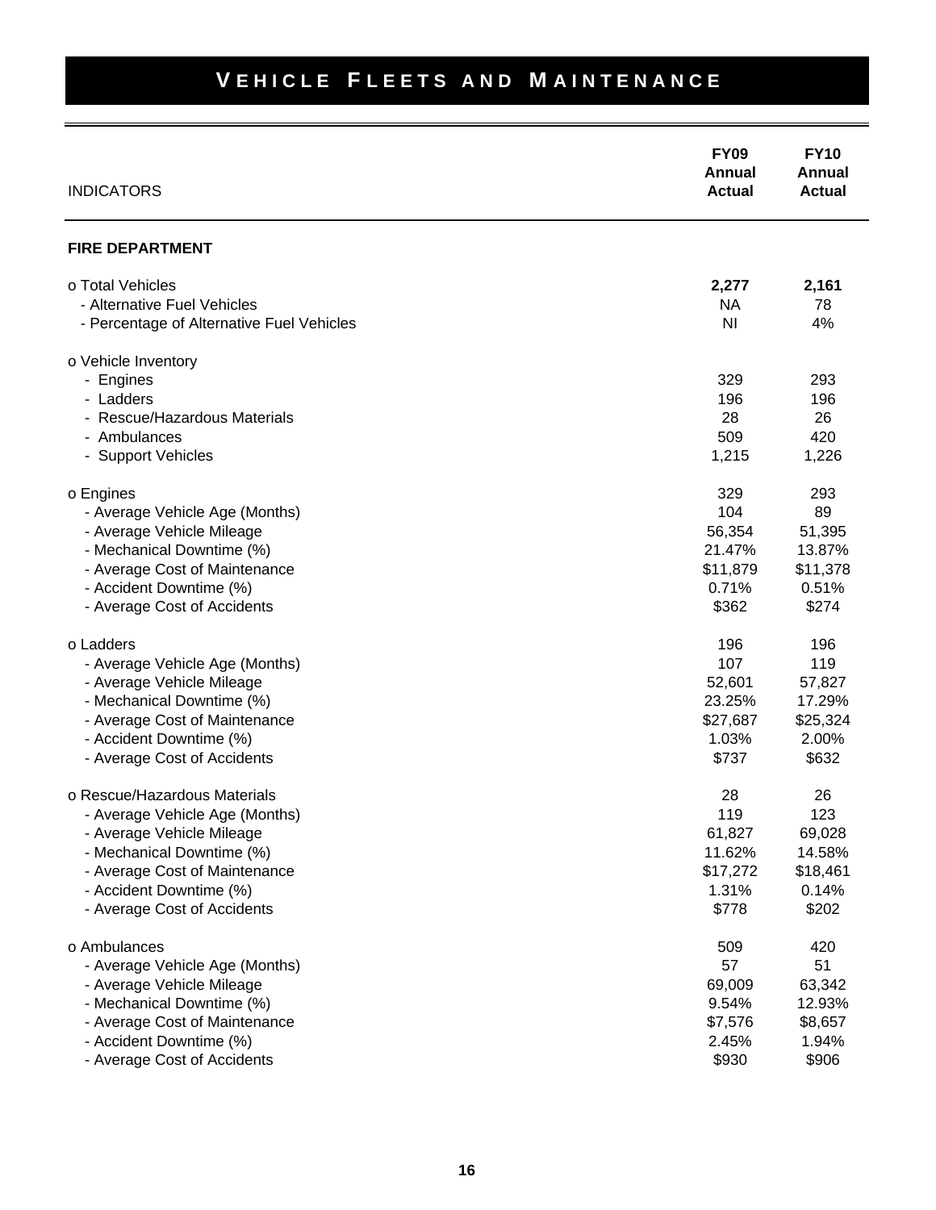# VEHICLE FLEETS AND MAINTENANCE

| INDICATORS | FY09 Annual Actual | FY10 Annual Actual |
|---|---|---|
| **FIRE DEPARTMENT** | | |
| o Total Vehicles | **2,277** | **2,161** |
| - Alternative Fuel Vehicles | NA | 78 |
| - Percentage of Alternative Fuel Vehicles | NI | 4% |
| o Vehicle Inventory | | |
| - Engines | 329 | 293 |
| - Ladders | 196 | 196 |
| - Rescue/Hazardous Materials | 28 | 26 |
| - Ambulances | 509 | 420 |
| - Support Vehicles | 1,215 | 1,226 |
| o Engines | 329 | 293 |
| - Average Vehicle Age (Months) | 104 | 89 |
| - Average Vehicle Mileage | 56,354 | 51,395 |
| - Mechanical Downtime (%) | 21.47% | 13.87% |
| - Average Cost of Maintenance | $11,879 | $11,378 |
| - Accident Downtime (%) | 0.71% | 0.51% |
| - Average Cost of Accidents | $362 | $274 |
| o Ladders | 196 | 196 |
| - Average Vehicle Age (Months) | 107 | 119 |
| - Average Vehicle Mileage | 52,601 | 57,827 |
| - Mechanical Downtime (%) | 23.25% | 17.29% |
| - Average Cost of Maintenance | $27,687 | $25,324 |
| - Accident Downtime (%) | 1.03% | 2.00% |
| - Average Cost of Accidents | $737 | $632 |
| o Rescue/Hazardous Materials | 28 | 26 |
| - Average Vehicle Age (Months) | 119 | 123 |
| - Average Vehicle Mileage | 61,827 | 69,028 |
| - Mechanical Downtime (%) | 11.62% | 14.58% |
| - Average Cost of Maintenance | $17,272 | $18,461 |
| - Accident Downtime (%) | 1.31% | 0.14% |
| - Average Cost of Accidents | $778 | $202 |
| o Ambulances | 509 | 420 |
| - Average Vehicle Age (Months) | 57 | 51 |
| - Average Vehicle Mileage | 69,009 | 63,342 |
| - Mechanical Downtime (%) | 9.54% | 12.93% |
| - Average Cost of Maintenance | $7,576 | $8,657 |
| - Accident Downtime (%) | 2.45% | 1.94% |
| - Average Cost of Accidents | $930 | $906 |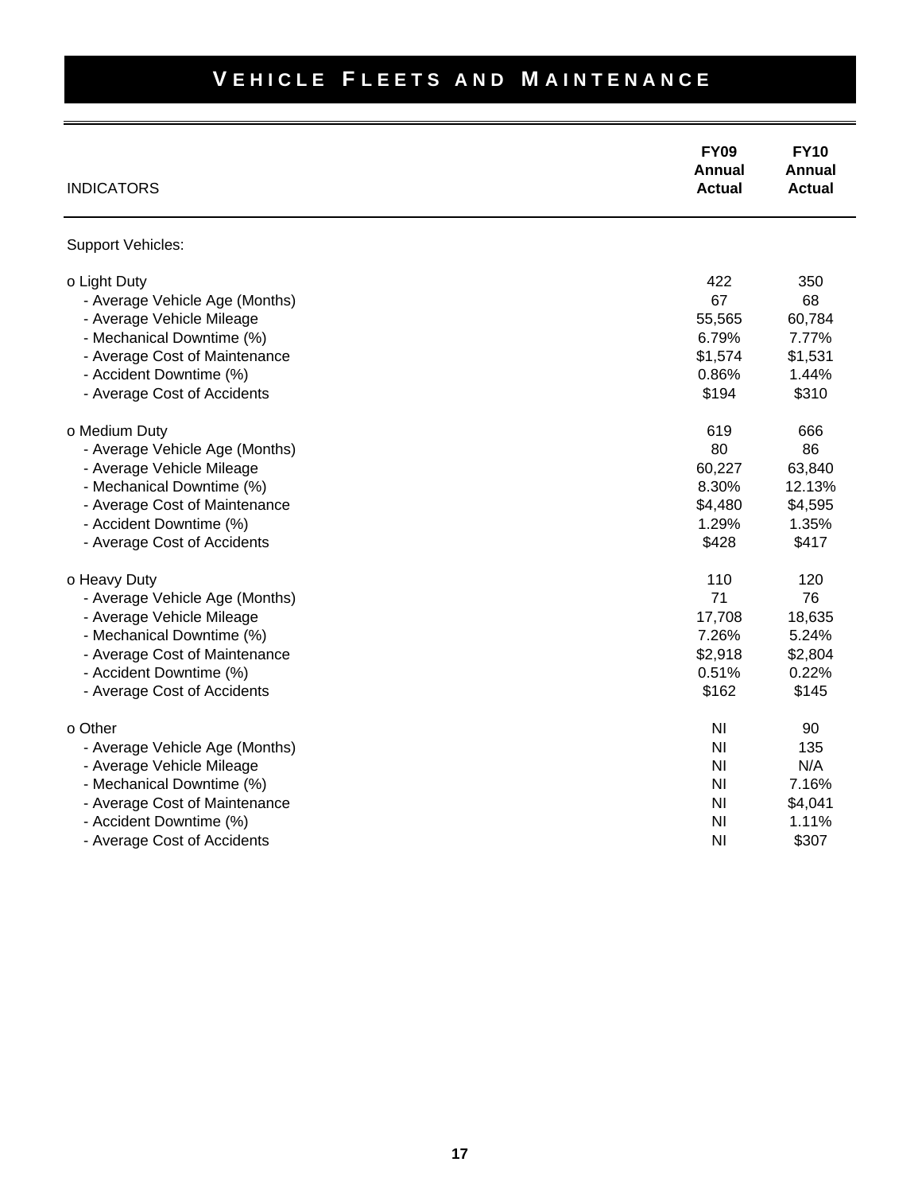# VEHICLE FLEETS AND MAINTENANCE

| INDICATORS | FY09 Annual Actual | FY10 Annual Actual |
|---|---|---|
| Support Vehicles: | | |
| o Light Duty | 422 | 350 |
| - Average Vehicle Age (Months) | 67 | 68 |
| - Average Vehicle Mileage | 55,565 | 60,784 |
| - Mechanical Downtime (%) | 6.79% | 7.77% |
| - Average Cost of Maintenance | $1,574 | $1,531 |
| - Accident Downtime (%) | 0.86% | 1.44% |
| - Average Cost of Accidents | $194 | $310 |
| o Medium Duty | 619 | 666 |
| - Average Vehicle Age (Months) | 80 | 86 |
| - Average Vehicle Mileage | 60,227 | 63,840 |
| - Mechanical Downtime (%) | 8.30% | 12.13% |
| - Average Cost of Maintenance | $4,480 | $4,595 |
| - Accident Downtime (%) | 1.29% | 1.35% |
| - Average Cost of Accidents | $428 | $417 |
| o Heavy Duty | 110 | 120 |
| - Average Vehicle Age (Months) | 71 | 76 |
| - Average Vehicle Mileage | 17,708 | 18,635 |
| - Mechanical Downtime (%) | 7.26% | 5.24% |
| - Average Cost of Maintenance | $2,918 | $2,804 |
| - Accident Downtime (%) | 0.51% | 0.22% |
| - Average Cost of Accidents | $162 | $145 |
| o Other | NI | 90 |
| - Average Vehicle Age (Months) | NI | 135 |
| - Average Vehicle Mileage | NI | N/A |
| - Mechanical Downtime (%) | NI | 7.16% |
| - Average Cost of Maintenance | NI | $4,041 |
| - Accident Downtime (%) | NI | 1.11% |
| - Average Cost of Accidents | NI | $307 |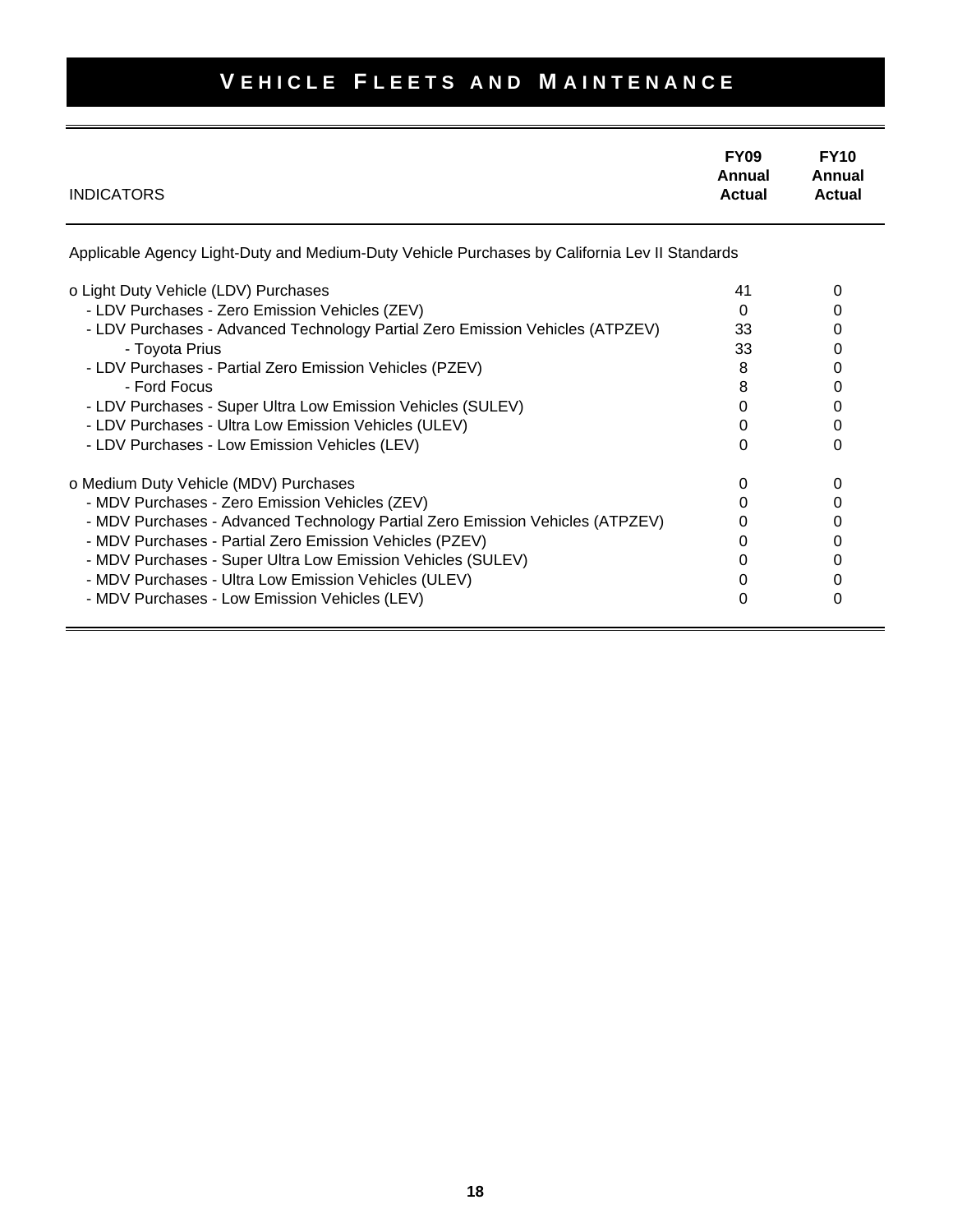# VEHICLE FLEETS AND MAINTENANCE

| INDICATORS | FY09 Annual Actual | FY10 Annual Actual |
|---|---|---|
| Applicable Agency Light-Duty and Medium-Duty Vehicle Purchases by California Lev II Standards | | |
| o Light Duty Vehicle (LDV) Purchases | 41 | 0 |
| - LDV Purchases - Zero Emission Vehicles (ZEV) | 0 | 0 |
| - LDV Purchases - Advanced Technology Partial Zero Emission Vehicles (ATPZEV) | 33 | 0 |
| - Toyota Prius | 33 | 0 |
| - LDV Purchases - Partial Zero Emission Vehicles (PZEV) | 8 | 0 |
| - Ford Focus | 8 | 0 |
| - LDV Purchases - Super Ultra Low Emission Vehicles (SULEV) | 0 | 0 |
| - LDV Purchases - Ultra Low Emission Vehicles (ULEV) | 0 | 0 |
| - LDV Purchases - Low Emission Vehicles (LEV) | 0 | 0 |
| o Medium Duty Vehicle (MDV) Purchases | 0 | 0 |
| - MDV Purchases - Zero Emission Vehicles (ZEV) | 0 | 0 |
| - MDV Purchases - Advanced Technology Partial Zero Emission Vehicles (ATPZEV) | 0 | 0 |
| - MDV Purchases - Partial Zero Emission Vehicles (PZEV) | 0 | 0 |
| - MDV Purchases - Super Ultra Low Emission Vehicles (SULEV) | 0 | 0 |
| - MDV Purchases - Ultra Low Emission Vehicles (ULEV) | 0 | 0 |
| - MDV Purchases - Low Emission Vehicles (LEV) | 0 | 0 |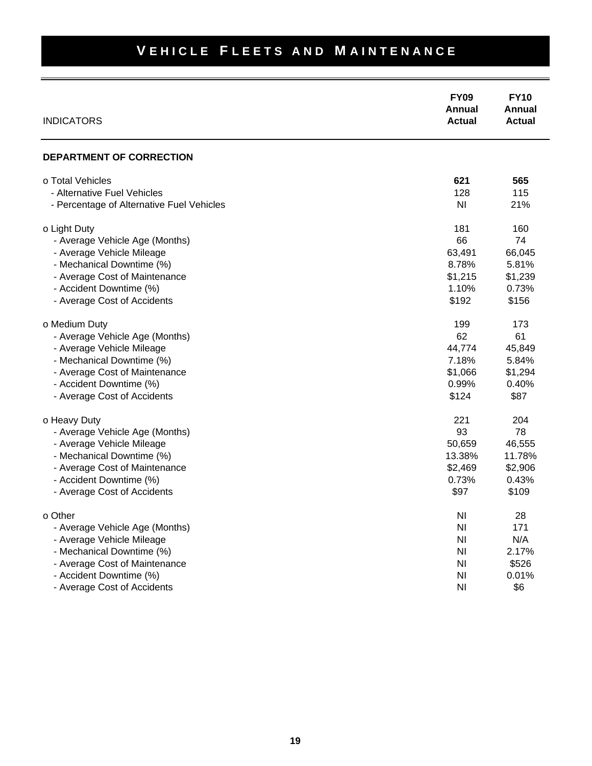# VEHICLE FLEETS AND MAINTENANCE

| INDICATORS | FY09 Annual Actual | FY10 Annual Actual |
|---|---|---|
| **DEPARTMENT OF CORRECTION** | | |
| o Total Vehicles | **621** | **565** |
| - Alternative Fuel Vehicles | 128 | 115 |
| - Percentage of Alternative Fuel Vehicles | NI | 21% |
| o Light Duty | 181 | 160 |
| - Average Vehicle Age (Months) | 66 | 74 |
| - Average Vehicle Mileage | 63,491 | 66,045 |
| - Mechanical Downtime (%) | 8.78% | 5.81% |
| - Average Cost of Maintenance | $1,215 | $1,239 |
| - Accident Downtime (%) | 1.10% | 0.73% |
| - Average Cost of Accidents | $192 | $156 |
| o Medium Duty | 199 | 173 |
| - Average Vehicle Age (Months) | 62 | 61 |
| - Average Vehicle Mileage | 44,774 | 45,849 |
| - Mechanical Downtime (%) | 7.18% | 5.84% |
| - Average Cost of Maintenance | $1,066 | $1,294 |
| - Accident Downtime (%) | 0.99% | 0.40% |
| - Average Cost of Accidents | $124 | $87 |
| o Heavy Duty | 221 | 204 |
| - Average Vehicle Age (Months) | 93 | 78 |
| - Average Vehicle Mileage | 50,659 | 46,555 |
| - Mechanical Downtime (%) | 13.38% | 11.78% |
| - Average Cost of Maintenance | $2,469 | $2,906 |
| - Accident Downtime (%) | 0.73% | 0.43% |
| - Average Cost of Accidents | $97 | $109 |
| o Other | NI | 28 |
| - Average Vehicle Age (Months) | NI | 171 |
| - Average Vehicle Mileage | NI | N/A |
| - Mechanical Downtime (%) | NI | 2.17% |
| - Average Cost of Maintenance | NI | $526 |
| - Accident Downtime (%) | NI | 0.01% |
| - Average Cost of Accidents | NI | $6 |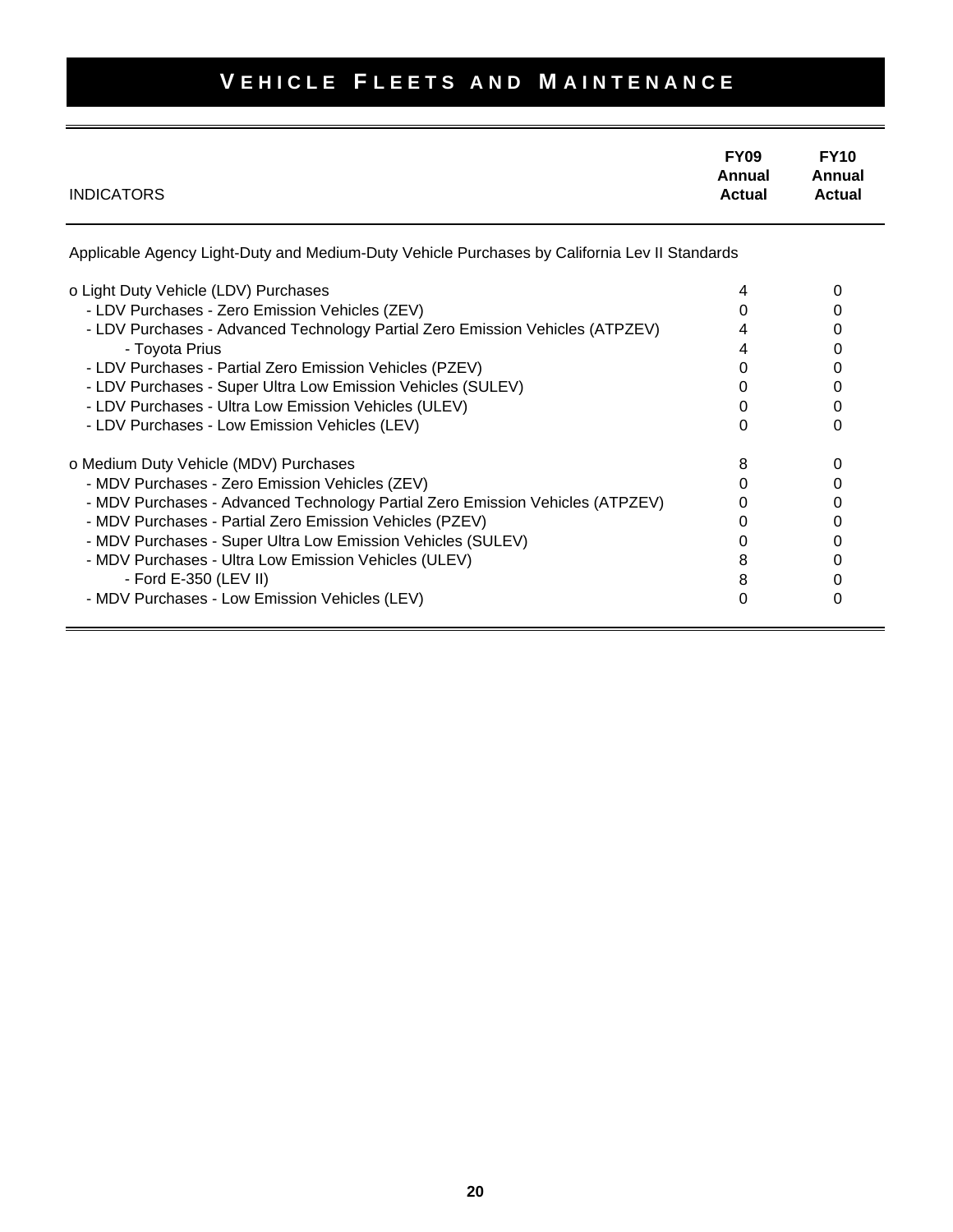# VEHICLE FLEETS AND MAINTENANCE

| INDICATORS | FY09 Annual Actual | FY10 Annual Actual |
|---|---|---|
| Applicable Agency Light-Duty and Medium-Duty Vehicle Purchases by California Lev II Standards | | |
| o Light Duty Vehicle (LDV) Purchases | 4 | 0 |
| - LDV Purchases - Zero Emission Vehicles (ZEV) | 0 | 0 |
| - LDV Purchases - Advanced Technology Partial Zero Emission Vehicles (ATPZEV) | 4 | 0 |
| - Toyota Prius | 4 | 0 |
| - LDV Purchases - Partial Zero Emission Vehicles (PZEV) | 0 | 0 |
| - LDV Purchases - Super Ultra Low Emission Vehicles (SULEV) | 0 | 0 |
| - LDV Purchases - Ultra Low Emission Vehicles (ULEV) | 0 | 0 |
| - LDV Purchases - Low Emission Vehicles (LEV) | 0 | 0 |
| o Medium Duty Vehicle (MDV) Purchases | 8 | 0 |
| - MDV Purchases - Zero Emission Vehicles (ZEV) | 0 | 0 |
| - MDV Purchases - Advanced Technology Partial Zero Emission Vehicles (ATPZEV) | 0 | 0 |
| - MDV Purchases - Partial Zero Emission Vehicles (PZEV) | 0 | 0 |
| - MDV Purchases - Super Ultra Low Emission Vehicles (SULEV) | 0 | 0 |
| - MDV Purchases - Ultra Low Emission Vehicles (ULEV) | 8 | 0 |
| - Ford E-350 (LEV II) | 8 | 0 |
| - MDV Purchases - Low Emission Vehicles (LEV) | 0 | 0 |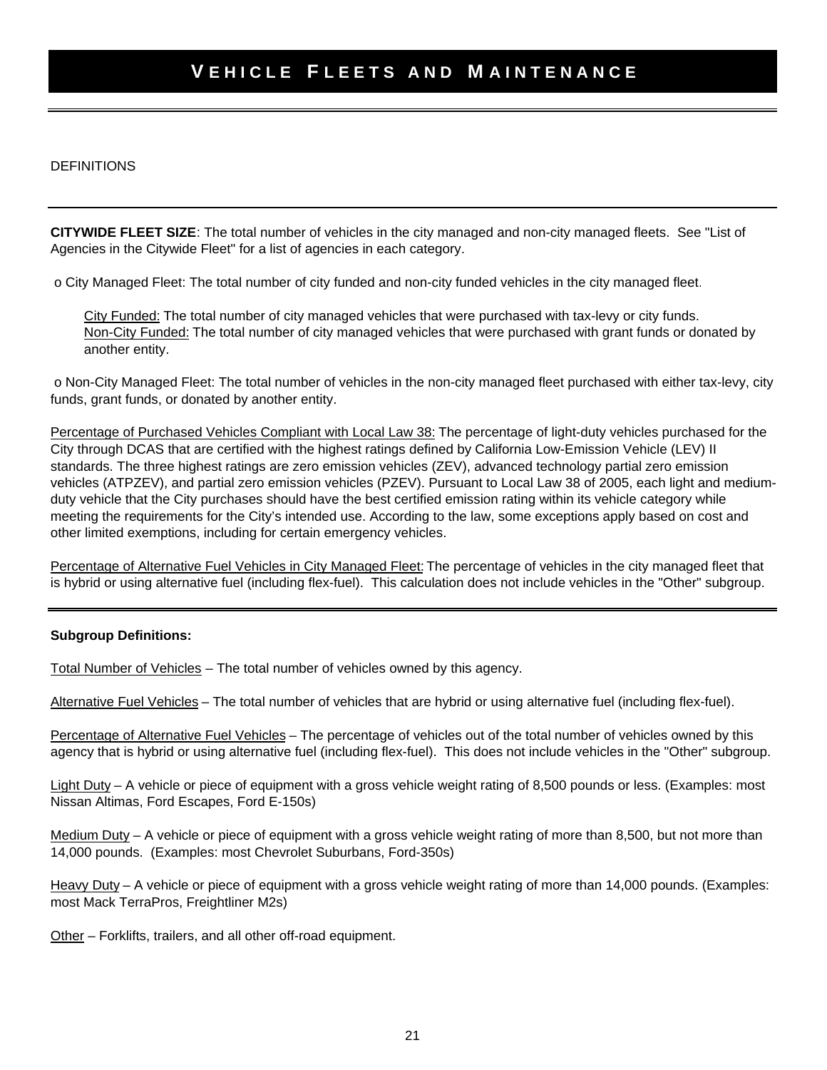# VEHICLE FLEETS AND MAINTENANCE

DEFINITIONS

**CITYWIDE FLEET SIZE**: The total number of vehicles in the city managed and non-city managed fleets. See "List of Agencies in the Citywide Fleet" for a list of agencies in each category.

o City Managed Fleet: The total number of city funded and non-city funded vehicles in the city managed fleet.

> City Funded: The total number of city managed vehicles that were purchased with tax-levy or city funds.
> Non-City Funded: The total number of city managed vehicles that were purchased with grant funds or donated by another entity.

o Non-City Managed Fleet: The total number of vehicles in the non-city managed fleet purchased with either tax-levy, city funds, grant funds, or donated by another entity.

Percentage of Purchased Vehicles Compliant with Local Law 38: The percentage of light-duty vehicles purchased for the City through DCAS that are certified with the highest ratings defined by California Low-Emission Vehicle (LEV) II standards. The three highest ratings are zero emission vehicles (ZEV), advanced technology partial zero emission vehicles (ATPZEV), and partial zero emission vehicles (PZEV). Pursuant to Local Law 38 of 2005, each light and medium-duty vehicle that the City purchases should have the best certified emission rating within its vehicle category while meeting the requirements for the City's intended use. According to the law, some exceptions apply based on cost and other limited exemptions, including for certain emergency vehicles.

Percentage of Alternative Fuel Vehicles in City Managed Fleet: The percentage of vehicles in the city managed fleet that is hybrid or using alternative fuel (including flex-fuel). This calculation does not include vehicles in the "Other" subgroup.

**Subgroup Definitions:**

Total Number of Vehicles – The total number of vehicles owned by this agency.

Alternative Fuel Vehicles – The total number of vehicles that are hybrid or using alternative fuel (including flex-fuel).

Percentage of Alternative Fuel Vehicles – The percentage of vehicles out of the total number of vehicles owned by this agency that is hybrid or using alternative fuel (including flex-fuel). This does not include vehicles in the "Other" subgroup.

Light Duty – A vehicle or piece of equipment with a gross vehicle weight rating of 8,500 pounds or less. (Examples: most Nissan Altimas, Ford Escapes, Ford E-150s)

Medium Duty – A vehicle or piece of equipment with a gross vehicle weight rating of more than 8,500, but not more than 14,000 pounds. (Examples: most Chevrolet Suburbans, Ford-350s)

Heavy Duty – A vehicle or piece of equipment with a gross vehicle weight rating of more than 14,000 pounds. (Examples: most Mack TerraPros, Freightliner M2s)

Other – Forklifts, trailers, and all other off-road equipment.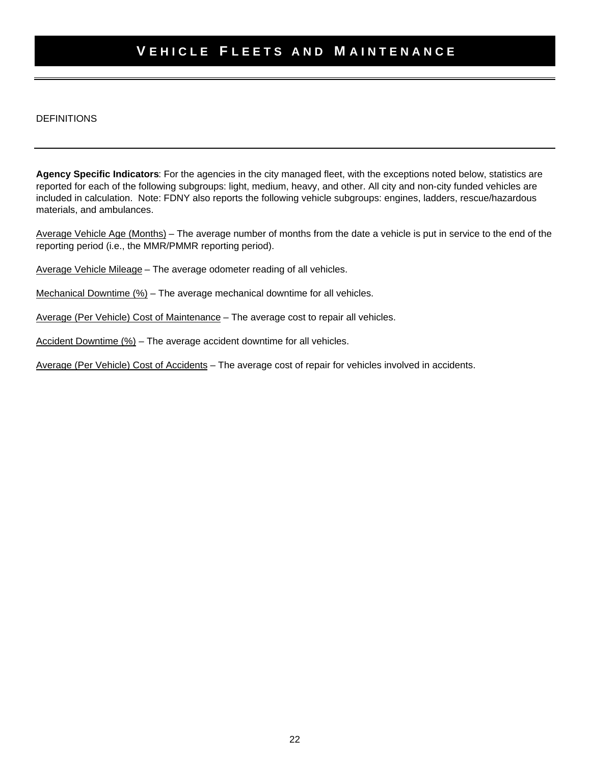# VEHICLE FLEETS AND MAINTENANCE

## DEFINITIONS

**Agency Specific Indicators**: For the agencies in the city managed fleet, with the exceptions noted below, statistics are reported for each of the following subgroups: light, medium, heavy, and other. All city and non-city funded vehicles are included in calculation. Note: FDNY also reports the following vehicle subgroups: engines, ladders, rescue/hazardous materials, and ambulances.

Average Vehicle Age (Months) – The average number of months from the date a vehicle is put in service to the end of the reporting period (i.e., the MMR/PMMR reporting period).

Average Vehicle Mileage – The average odometer reading of all vehicles.

Mechanical Downtime (%) – The average mechanical downtime for all vehicles.

Average (Per Vehicle) Cost of Maintenance – The average cost to repair all vehicles.

Accident Downtime (%) – The average accident downtime for all vehicles.

Average (Per Vehicle) Cost of Accidents – The average cost of repair for vehicles involved in accidents.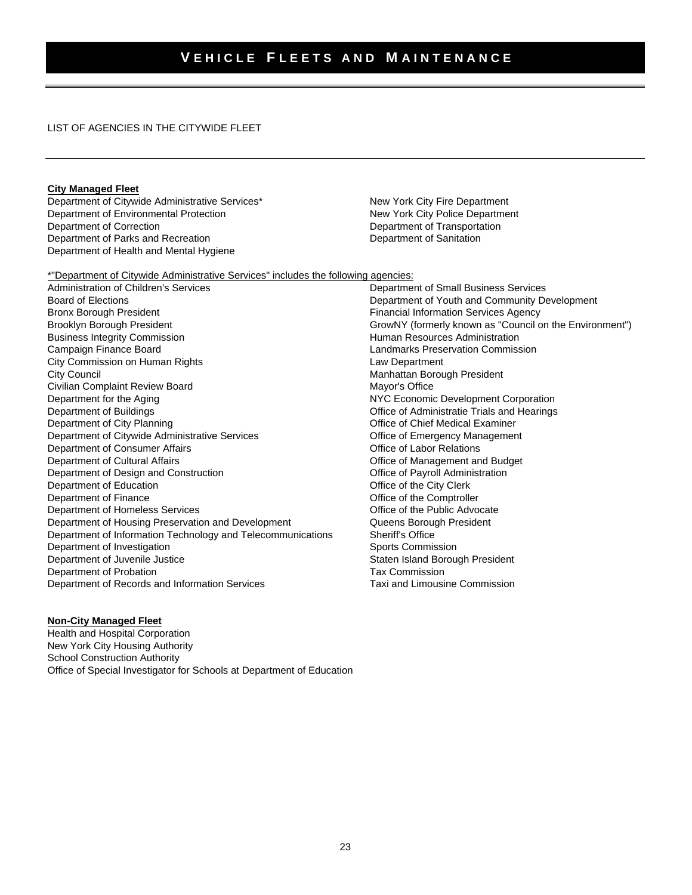# VEHICLE FLEETS AND MAINTENANCE

LIST OF AGENCIES IN THE CITYWIDE FLEET

**City Managed Fleet**

Department of Citywide Administrative Services*
Department of Environmental Protection
Department of Correction
Department of Parks and Recreation
Department of Health and Mental Hygiene
New York City Fire Department
New York City Police Department
Department of Transportation
Department of Sanitation

*"Department of Citywide Administrative Services" includes the following agencies:

Administration of Children's Services
Board of Elections
Bronx Borough President
Brooklyn Borough President
Business Integrity Commission
Campaign Finance Board
City Commission on Human Rights
City Council
Civilian Complaint Review Board
Department for the Aging
Department of Buildings
Department of City Planning
Department of Citywide Administrative Services
Department of Consumer Affairs
Department of Cultural Affairs
Department of Design and Construction
Department of Education
Department of Finance
Department of Homeless Services
Department of Housing Preservation and Development
Department of Information Technology and Telecommunications
Department of Investigation
Department of Juvenile Justice
Department of Probation
Department of Records and Information Services
Department of Small Business Services
Department of Youth and Community Development
Financial Information Services Agency
GrowNY (formerly known as "Council on the Environment")
Human Resources Administration
Landmarks Preservation Commission
Law Department
Manhattan Borough President
Mayor's Office
NYC Economic Development Corporation
Office of Administratie Trials and Hearings
Office of Chief Medical Examiner
Office of Emergency Management
Office of Labor Relations
Office of Management and Budget
Office of Payroll Administration
Office of the City Clerk
Office of the Comptroller
Office of the Public Advocate
Queens Borough President
Sheriff's Office
Sports Commission
Staten Island Borough President
Tax Commission
Taxi and Limousine Commission

**Non-City Managed Fleet**

Health and Hospital Corporation
New York City Housing Authority
School Construction Authority
Office of Special Investigator for Schools at Department of Education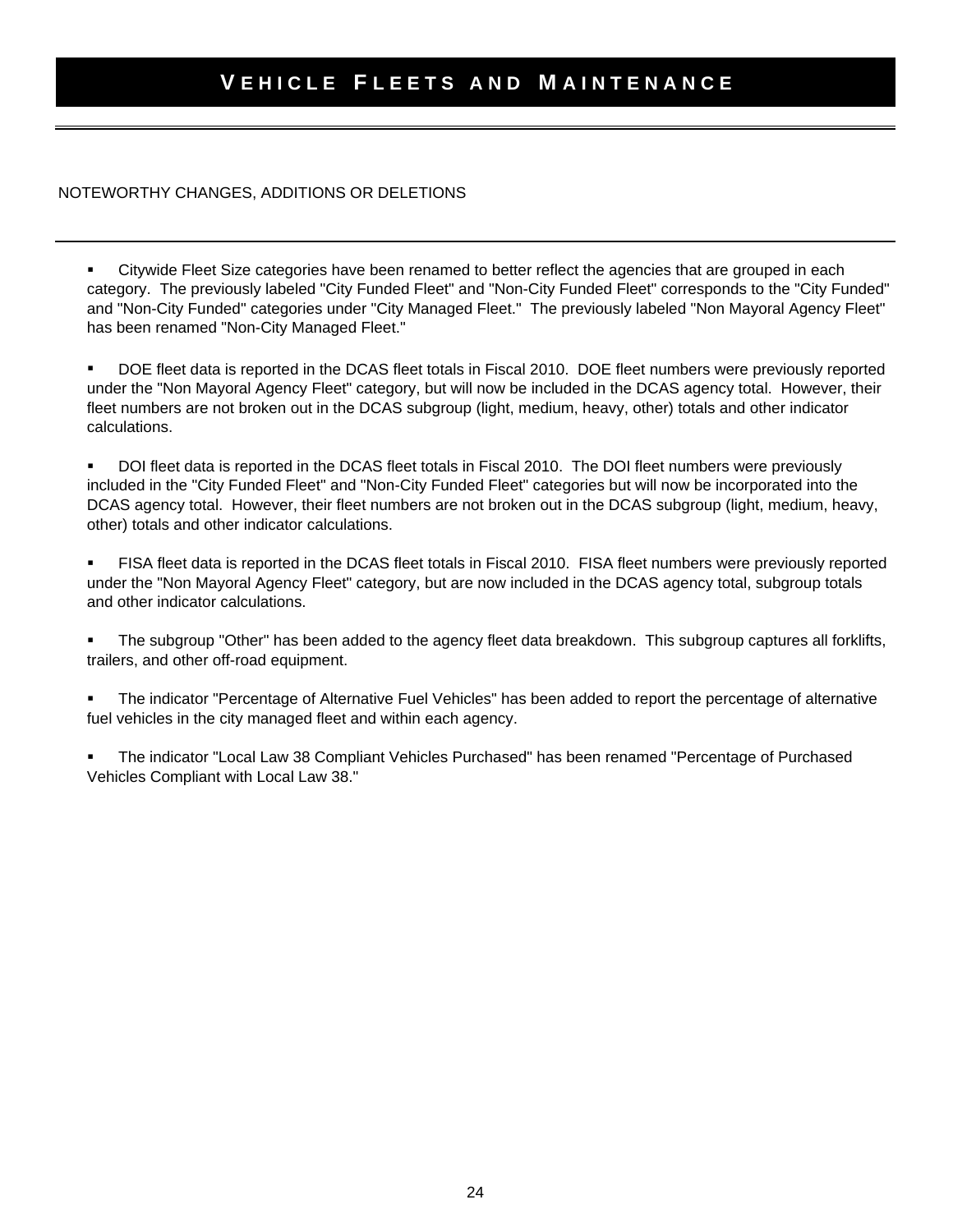# VEHICLE FLEETS AND MAINTENANCE

NOTEWORTHY CHANGES, ADDITIONS OR DELETIONS

- Citywide Fleet Size categories have been renamed to better reflect the agencies that are grouped in each category. The previously labeled "City Funded Fleet" and "Non-City Funded Fleet" corresponds to the "City Funded" and "Non-City Funded" categories under "City Managed Fleet." The previously labeled "Non Mayoral Agency Fleet" has been renamed "Non-City Managed Fleet."

- DOE fleet data is reported in the DCAS fleet totals in Fiscal 2010. DOE fleet numbers were previously reported under the "Non Mayoral Agency Fleet" category, but will now be included in the DCAS agency total. However, their fleet numbers are not broken out in the DCAS subgroup (light, medium, heavy, other) totals and other indicator calculations.

- DOI fleet data is reported in the DCAS fleet totals in Fiscal 2010. The DOI fleet numbers were previously included in the "City Funded Fleet" and "Non-City Funded Fleet" categories but will now be incorporated into the DCAS agency total. However, their fleet numbers are not broken out in the DCAS subgroup (light, medium, heavy, other) totals and other indicator calculations.

- FISA fleet data is reported in the DCAS fleet totals in Fiscal 2010. FISA fleet numbers were previously reported under the "Non Mayoral Agency Fleet" category, but are now included in the DCAS agency total, subgroup totals and other indicator calculations.

- The subgroup "Other" has been added to the agency fleet data breakdown. This subgroup captures all forklifts, trailers, and other off-road equipment.

- The indicator "Percentage of Alternative Fuel Vehicles" has been added to report the percentage of alternative fuel vehicles in the city managed fleet and within each agency.

- The indicator "Local Law 38 Compliant Vehicles Purchased" has been renamed "Percentage of Purchased Vehicles Compliant with Local Law 38."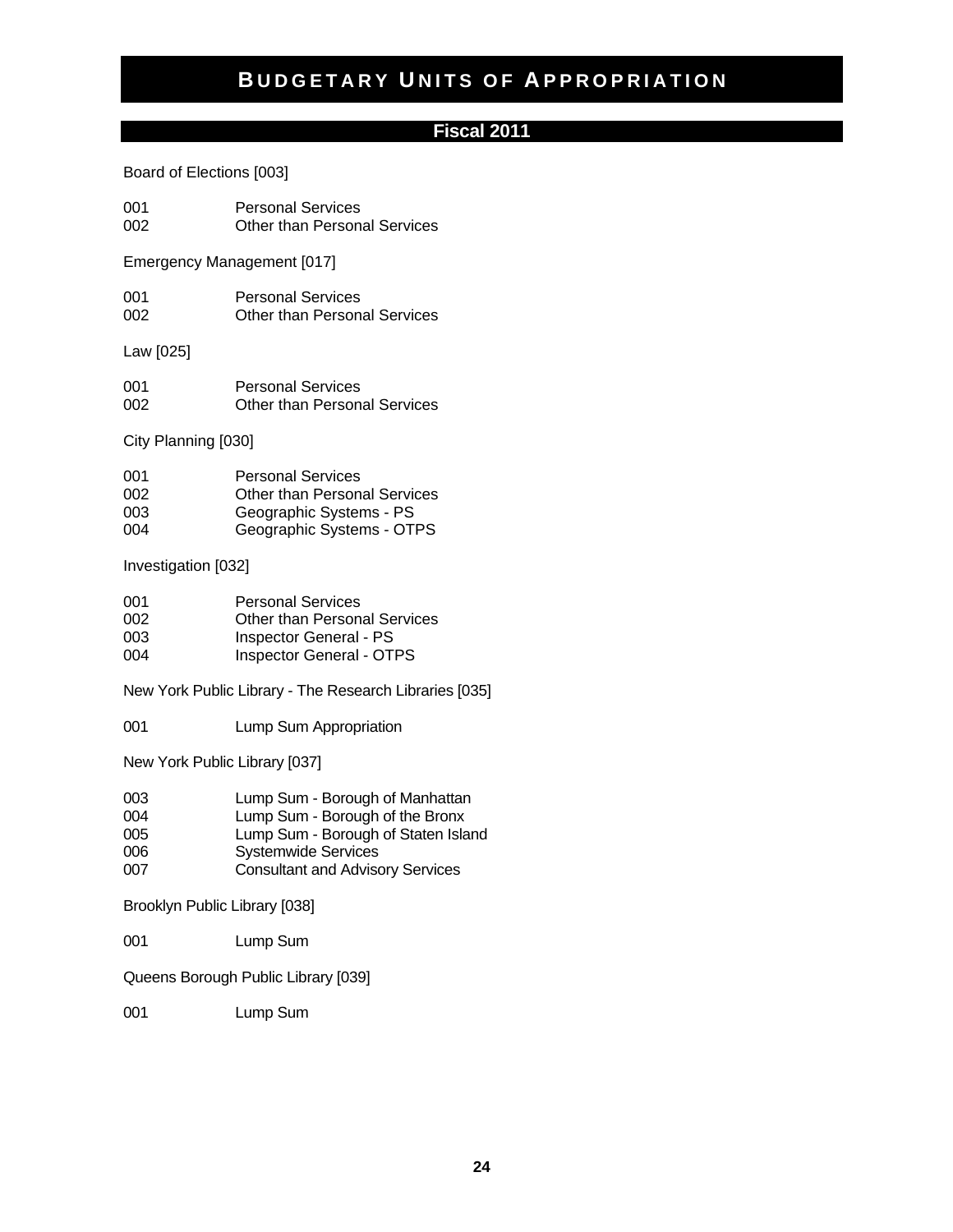# Budgetary Units of Appropriation

## Fiscal 2011

Board of Elections [003]

| | |
|---|---|
| 001 | Personal Services |
| 002 | Other than Personal Services |

Emergency Management [017]

| | |
|---|---|
| 001 | Personal Services |
| 002 | Other than Personal Services |

Law [025]

| | |
|---|---|
| 001 | Personal Services |
| 002 | Other than Personal Services |

City Planning [030]

| | |
|---|---|
| 001 | Personal Services |
| 002 | Other than Personal Services |
| 003 | Geographic Systems - PS |
| 004 | Geographic Systems - OTPS |

Investigation [032]

| | |
|---|---|
| 001 | Personal Services |
| 002 | Other than Personal Services |
| 003 | Inspector General - PS |
| 004 | Inspector General - OTPS |

New York Public Library - The Research Libraries [035]

| | |
|---|---|
| 001 | Lump Sum Appropriation |

New York Public Library [037]

| | |
|---|---|
| 003 | Lump Sum - Borough of Manhattan |
| 004 | Lump Sum - Borough of the Bronx |
| 005 | Lump Sum - Borough of Staten Island |
| 006 | Systemwide Services |
| 007 | Consultant and Advisory Services |

Brooklyn Public Library [038]

| | |
|---|---|
| 001 | Lump Sum |

Queens Borough Public Library [039]

| | |
|---|---|
| 001 | Lump Sum |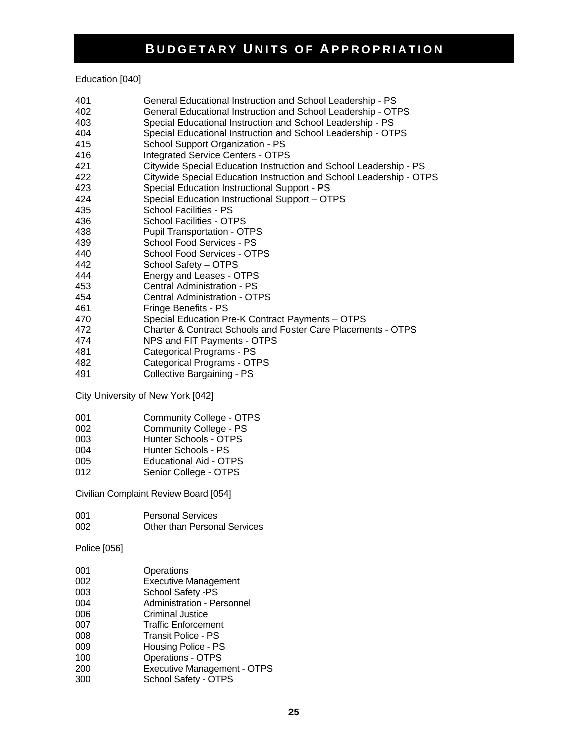# BUDGETARY UNITS OF APPROPRIATION

Education [040]

| | |
|---|---|
| 401 | General Educational Instruction and School Leadership - PS |
| 402 | General Educational Instruction and School Leadership - OTPS |
| 403 | Special Educational Instruction and School Leadership - PS |
| 404 | Special Educational Instruction and School Leadership - OTPS |
| 415 | School Support Organization - PS |
| 416 | Integrated Service Centers - OTPS |
| 421 | Citywide Special Education Instruction and School Leadership - PS |
| 422 | Citywide Special Education Instruction and School Leadership - OTPS |
| 423 | Special Education Instructional Support - PS |
| 424 | Special Education Instructional Support – OTPS |
| 435 | School Facilities - PS |
| 436 | School Facilities - OTPS |
| 438 | Pupil Transportation - OTPS |
| 439 | School Food Services - PS |
| 440 | School Food Services - OTPS |
| 442 | School Safety – OTPS |
| 444 | Energy and Leases - OTPS |
| 453 | Central Administration - PS |
| 454 | Central Administration - OTPS |
| 461 | Fringe Benefits - PS |
| 470 | Special Education Pre-K Contract Payments – OTPS |
| 472 | Charter & Contract Schools and Foster Care Placements - OTPS |
| 474 | NPS and FIT Payments - OTPS |
| 481 | Categorical Programs - PS |
| 482 | Categorical Programs - OTPS |
| 491 | Collective Bargaining - PS |

City University of New York [042]

| | |
|---|---|
| 001 | Community College - OTPS |
| 002 | Community College - PS |
| 003 | Hunter Schools - OTPS |
| 004 | Hunter Schools - PS |
| 005 | Educational Aid - OTPS |
| 012 | Senior College - OTPS |

Civilian Complaint Review Board [054]

| | |
|---|---|
| 001 | Personal Services |
| 002 | Other than Personal Services |

Police [056]

| | |
|---|---|
| 001 | Operations |
| 002 | Executive Management |
| 003 | School Safety -PS |
| 004 | Administration - Personnel |
| 006 | Criminal Justice |
| 007 | Traffic Enforcement |
| 008 | Transit Police - PS |
| 009 | Housing Police - PS |
| 100 | Operations - OTPS |
| 200 | Executive Management - OTPS |
| 300 | School Safety - OTPS |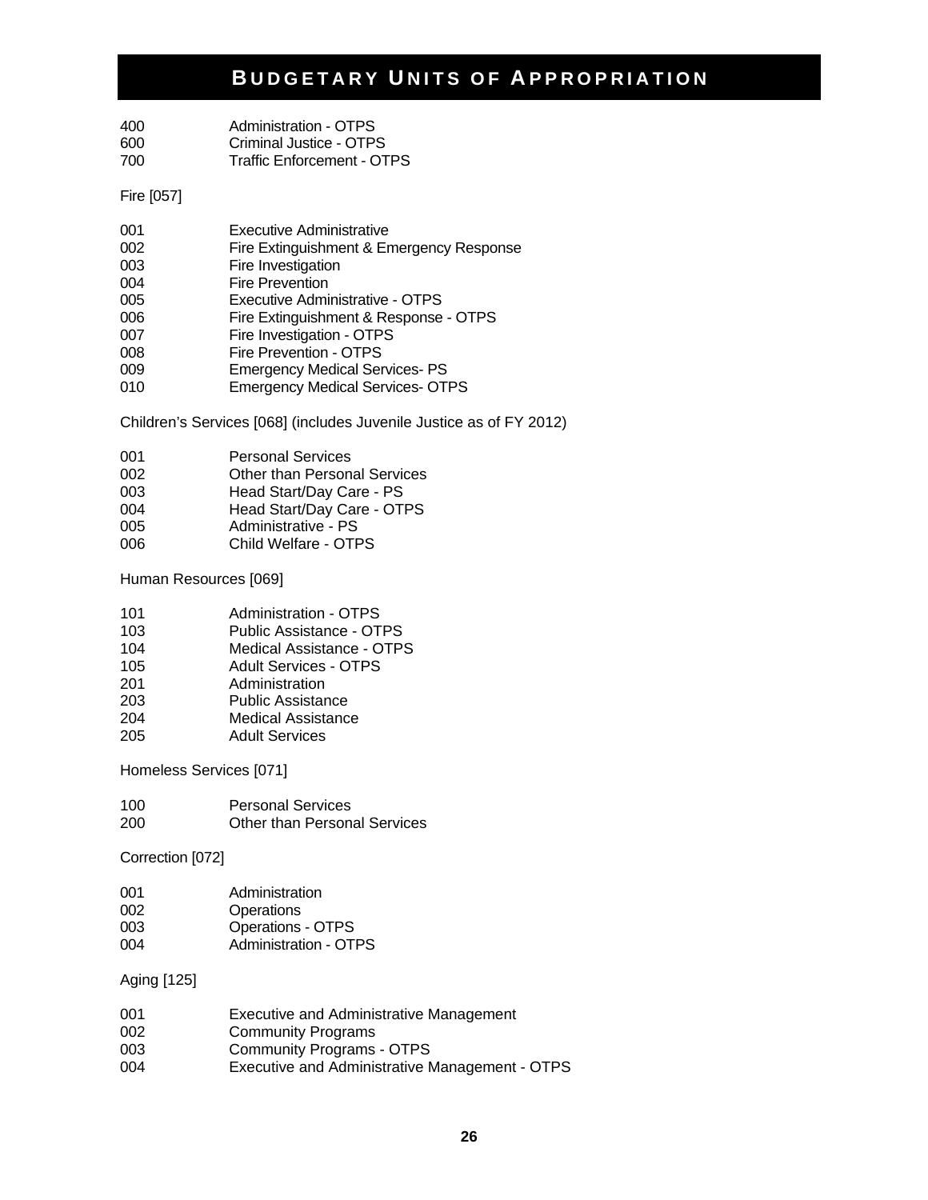# BUDGETARY UNITS OF APPROPRIATION

| | |
|---|---|
| 400 | Administration - OTPS |
| 600 | Criminal Justice - OTPS |
| 700 | Traffic Enforcement - OTPS |

Fire [057]

| | |
|---|---|
| 001 | Executive Administrative |
| 002 | Fire Extinguishment & Emergency Response |
| 003 | Fire Investigation |
| 004 | Fire Prevention |
| 005 | Executive Administrative - OTPS |
| 006 | Fire Extinguishment & Response - OTPS |
| 007 | Fire Investigation - OTPS |
| 008 | Fire Prevention - OTPS |
| 009 | Emergency Medical Services- PS |
| 010 | Emergency Medical Services- OTPS |

Children's Services [068] (includes Juvenile Justice as of FY 2012)

| | |
|---|---|
| 001 | Personal Services |
| 002 | Other than Personal Services |
| 003 | Head Start/Day Care - PS |
| 004 | Head Start/Day Care - OTPS |
| 005 | Administrative - PS |
| 006 | Child Welfare - OTPS |

Human Resources [069]

| | |
|---|---|
| 101 | Administration - OTPS |
| 103 | Public Assistance - OTPS |
| 104 | Medical Assistance - OTPS |
| 105 | Adult Services - OTPS |
| 201 | Administration |
| 203 | Public Assistance |
| 204 | Medical Assistance |
| 205 | Adult Services |

Homeless Services [071]

| | |
|---|---|
| 100 | Personal Services |
| 200 | Other than Personal Services |

Correction [072]

| | |
|---|---|
| 001 | Administration |
| 002 | Operations |
| 003 | Operations - OTPS |
| 004 | Administration - OTPS |

Aging [125]

| | |
|---|---|
| 001 | Executive and Administrative Management |
| 002 | Community Programs |
| 003 | Community Programs - OTPS |
| 004 | Executive and Administrative Management - OTPS |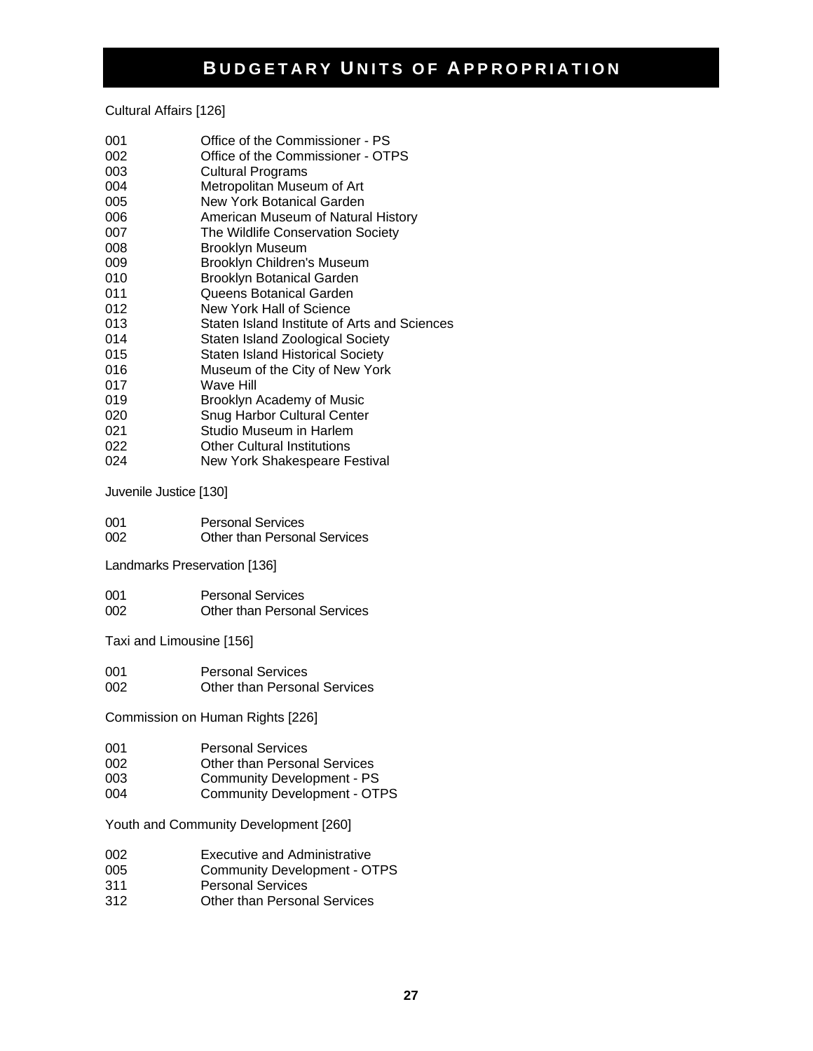# BUDGETARY UNITS OF APPROPRIATION

Cultural Affairs [126]

| | |
|---|---|
| 001 | Office of the Commissioner - PS |
| 002 | Office of the Commissioner - OTPS |
| 003 | Cultural Programs |
| 004 | Metropolitan Museum of Art |
| 005 | New York Botanical Garden |
| 006 | American Museum of Natural History |
| 007 | The Wildlife Conservation Society |
| 008 | Brooklyn Museum |
| 009 | Brooklyn Children's Museum |
| 010 | Brooklyn Botanical Garden |
| 011 | Queens Botanical Garden |
| 012 | New York Hall of Science |
| 013 | Staten Island Institute of Arts and Sciences |
| 014 | Staten Island Zoological Society |
| 015 | Staten Island Historical Society |
| 016 | Museum of the City of New York |
| 017 | Wave Hill |
| 019 | Brooklyn Academy of Music |
| 020 | Snug Harbor Cultural Center |
| 021 | Studio Museum in Harlem |
| 022 | Other Cultural Institutions |
| 024 | New York Shakespeare Festival |

Juvenile Justice [130]

| | |
|---|---|
| 001 | Personal Services |
| 002 | Other than Personal Services |

Landmarks Preservation [136]

| | |
|---|---|
| 001 | Personal Services |
| 002 | Other than Personal Services |

Taxi and Limousine [156]

| | |
|---|---|
| 001 | Personal Services |
| 002 | Other than Personal Services |

Commission on Human Rights [226]

| | |
|---|---|
| 001 | Personal Services |
| 002 | Other than Personal Services |
| 003 | Community Development - PS |
| 004 | Community Development - OTPS |

Youth and Community Development [260]

| | |
|---|---|
| 002 | Executive and Administrative |
| 005 | Community Development - OTPS |
| 311 | Personal Services |
| 312 | Other than Personal Services |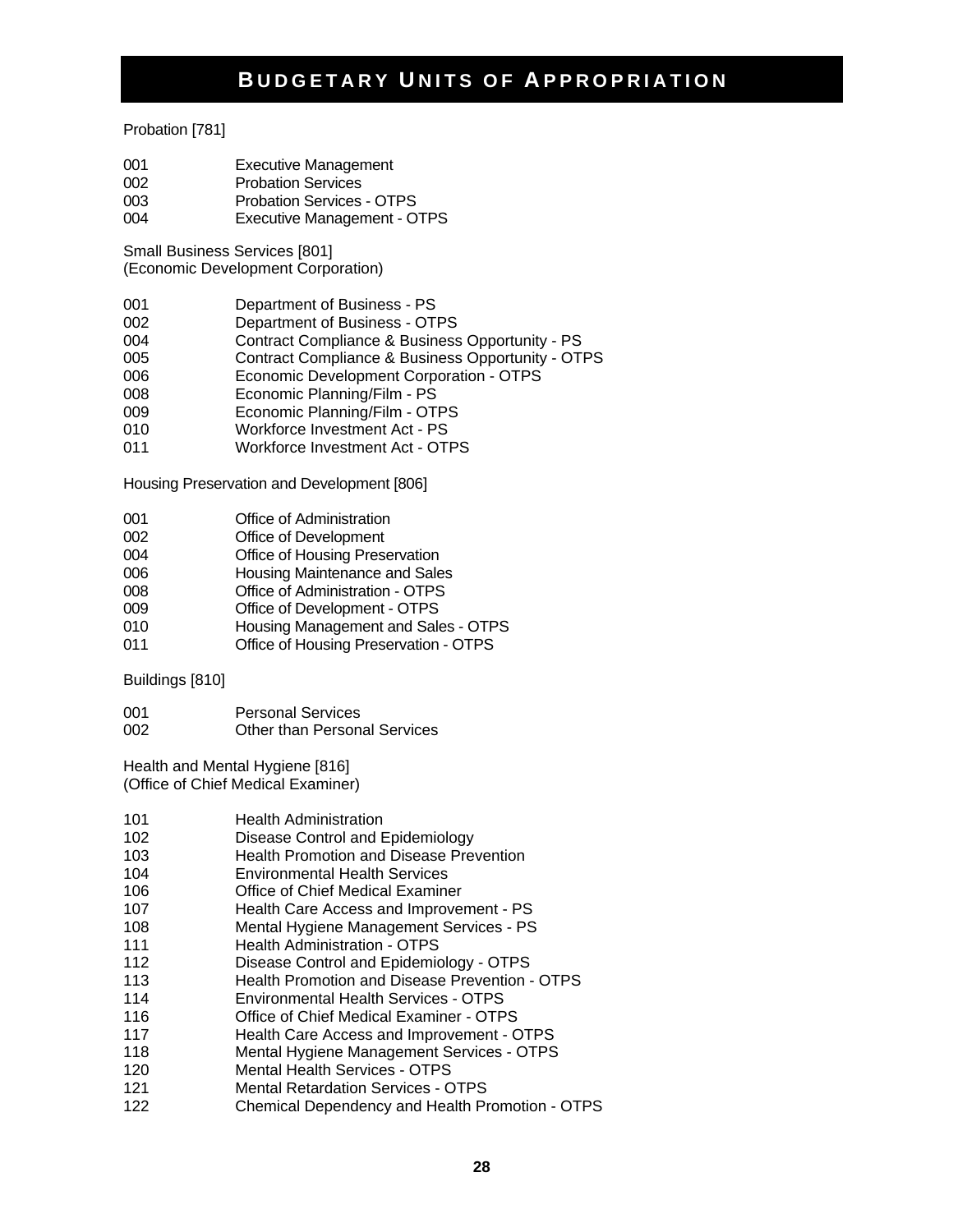# Budgetary Units of Appropriation

Probation [781]

| | |
|---|---|
| 001 | Executive Management |
| 002 | Probation Services |
| 003 | Probation Services - OTPS |
| 004 | Executive Management - OTPS |

Small Business Services [801]
(Economic Development Corporation)

| | |
|---|---|
| 001 | Department of Business - PS |
| 002 | Department of Business - OTPS |
| 004 | Contract Compliance & Business Opportunity - PS |
| 005 | Contract Compliance & Business Opportunity - OTPS |
| 006 | Economic Development Corporation - OTPS |
| 008 | Economic Planning/Film - PS |
| 009 | Economic Planning/Film - OTPS |
| 010 | Workforce Investment Act - PS |
| 011 | Workforce Investment Act - OTPS |

Housing Preservation and Development [806]

| | |
|---|---|
| 001 | Office of Administration |
| 002 | Office of Development |
| 004 | Office of Housing Preservation |
| 006 | Housing Maintenance and Sales |
| 008 | Office of Administration - OTPS |
| 009 | Office of Development - OTPS |
| 010 | Housing Management and Sales - OTPS |
| 011 | Office of Housing Preservation - OTPS |

Buildings [810]

| | |
|---|---|
| 001 | Personal Services |
| 002 | Other than Personal Services |

Health and Mental Hygiene [816]
(Office of Chief Medical Examiner)

| | |
|---|---|
| 101 | Health Administration |
| 102 | Disease Control and Epidemiology |
| 103 | Health Promotion and Disease Prevention |
| 104 | Environmental Health Services |
| 106 | Office of Chief Medical Examiner |
| 107 | Health Care Access and Improvement - PS |
| 108 | Mental Hygiene Management Services - PS |
| 111 | Health Administration - OTPS |
| 112 | Disease Control and Epidemiology - OTPS |
| 113 | Health Promotion and Disease Prevention - OTPS |
| 114 | Environmental Health Services - OTPS |
| 116 | Office of Chief Medical Examiner - OTPS |
| 117 | Health Care Access and Improvement - OTPS |
| 118 | Mental Hygiene Management Services - OTPS |
| 120 | Mental Health Services - OTPS |
| 121 | Mental Retardation Services - OTPS |
| 122 | Chemical Dependency and Health Promotion - OTPS |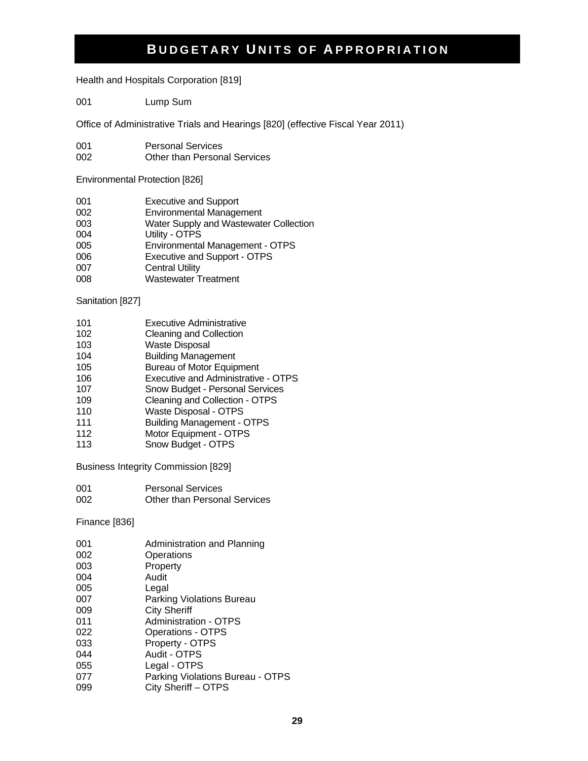# Budgetary Units of Appropriation

Health and Hospitals Corporation [819]

| | |
|---|---|
| 001 | Lump Sum |

Office of Administrative Trials and Hearings [820] (effective Fiscal Year 2011)

| | |
|---|---|
| 001 | Personal Services |
| 002 | Other than Personal Services |

Environmental Protection [826]

| | |
|---|---|
| 001 | Executive and Support |
| 002 | Environmental Management |
| 003 | Water Supply and Wastewater Collection |
| 004 | Utility - OTPS |
| 005 | Environmental Management - OTPS |
| 006 | Executive and Support - OTPS |
| 007 | Central Utility |
| 008 | Wastewater Treatment |

Sanitation [827]

| | |
|---|---|
| 101 | Executive Administrative |
| 102 | Cleaning and Collection |
| 103 | Waste Disposal |
| 104 | Building Management |
| 105 | Bureau of Motor Equipment |
| 106 | Executive and Administrative - OTPS |
| 107 | Snow Budget - Personal Services |
| 109 | Cleaning and Collection - OTPS |
| 110 | Waste Disposal - OTPS |
| 111 | Building Management - OTPS |
| 112 | Motor Equipment - OTPS |
| 113 | Snow Budget - OTPS |

Business Integrity Commission [829]

| | |
|---|---|
| 001 | Personal Services |
| 002 | Other than Personal Services |

Finance [836]

| | |
|---|---|
| 001 | Administration and Planning |
| 002 | Operations |
| 003 | Property |
| 004 | Audit |
| 005 | Legal |
| 007 | Parking Violations Bureau |
| 009 | City Sheriff |
| 011 | Administration - OTPS |
| 022 | Operations - OTPS |
| 033 | Property - OTPS |
| 044 | Audit - OTPS |
| 055 | Legal - OTPS |
| 077 | Parking Violations Bureau - OTPS |
| 099 | City Sheriff – OTPS |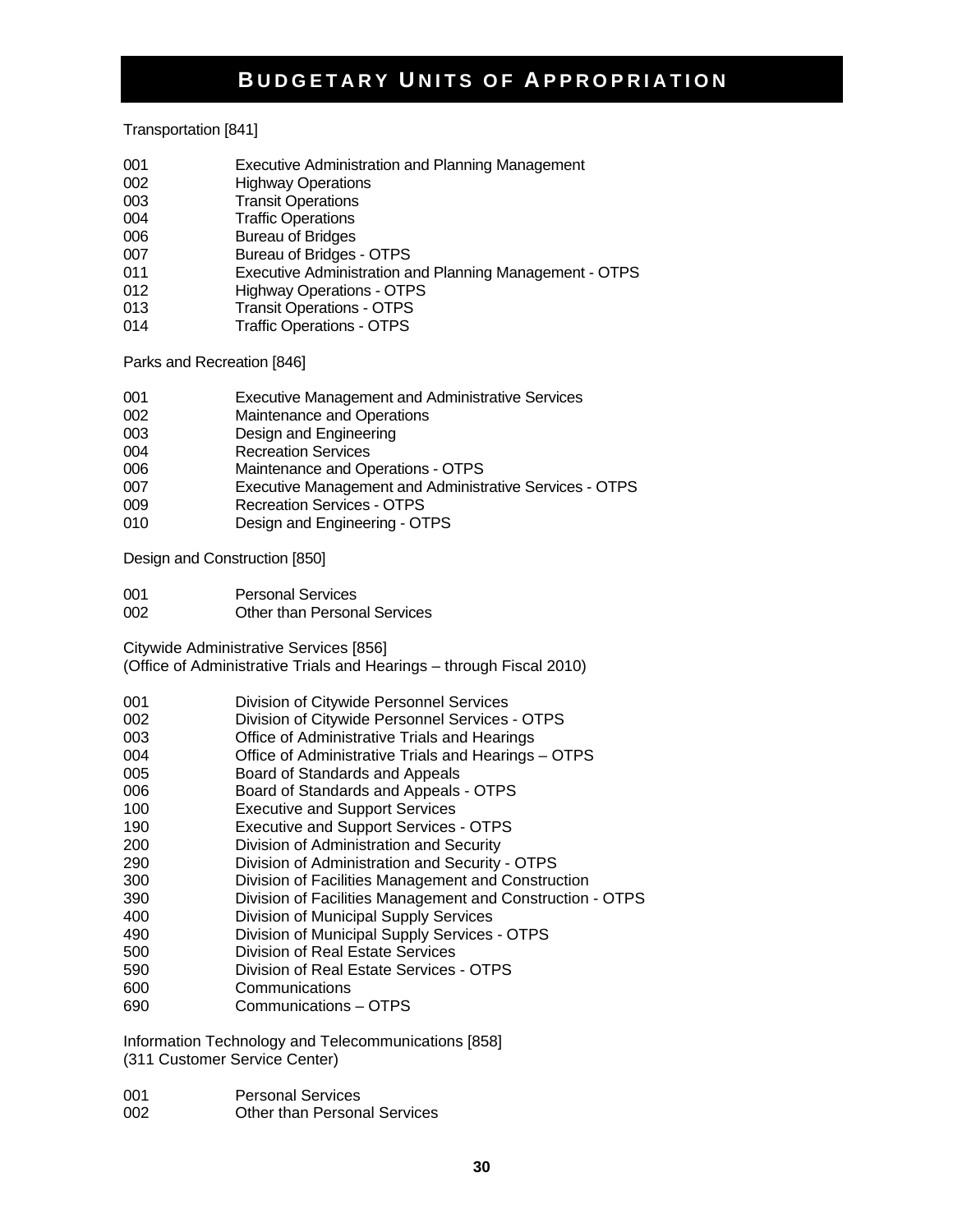# Budgetary Units of Appropriation

Transportation [841]

| | |
|---|---|
| 001 | Executive Administration and Planning Management |
| 002 | Highway Operations |
| 003 | Transit Operations |
| 004 | Traffic Operations |
| 006 | Bureau of Bridges |
| 007 | Bureau of Bridges - OTPS |
| 011 | Executive Administration and Planning Management - OTPS |
| 012 | Highway Operations - OTPS |
| 013 | Transit Operations - OTPS |
| 014 | Traffic Operations - OTPS |

Parks and Recreation [846]

| | |
|---|---|
| 001 | Executive Management and Administrative Services |
| 002 | Maintenance and Operations |
| 003 | Design and Engineering |
| 004 | Recreation Services |
| 006 | Maintenance and Operations - OTPS |
| 007 | Executive Management and Administrative Services - OTPS |
| 009 | Recreation Services - OTPS |
| 010 | Design and Engineering - OTPS |

Design and Construction [850]

| | |
|---|---|
| 001 | Personal Services |
| 002 | Other than Personal Services |

Citywide Administrative Services [856]
(Office of Administrative Trials and Hearings – through Fiscal 2010)

| | |
|---|---|
| 001 | Division of Citywide Personnel Services |
| 002 | Division of Citywide Personnel Services - OTPS |
| 003 | Office of Administrative Trials and Hearings |
| 004 | Office of Administrative Trials and Hearings – OTPS |
| 005 | Board of Standards and Appeals |
| 006 | Board of Standards and Appeals - OTPS |
| 100 | Executive and Support Services |
| 190 | Executive and Support Services - OTPS |
| 200 | Division of Administration and Security |
| 290 | Division of Administration and Security - OTPS |
| 300 | Division of Facilities Management and Construction |
| 390 | Division of Facilities Management and Construction - OTPS |
| 400 | Division of Municipal Supply Services |
| 490 | Division of Municipal Supply Services - OTPS |
| 500 | Division of Real Estate Services |
| 590 | Division of Real Estate Services - OTPS |
| 600 | Communications |
| 690 | Communications – OTPS |

Information Technology and Telecommunications [858]
(311 Customer Service Center)

| | |
|---|---|
| 001 | Personal Services |
| 002 | Other than Personal Services |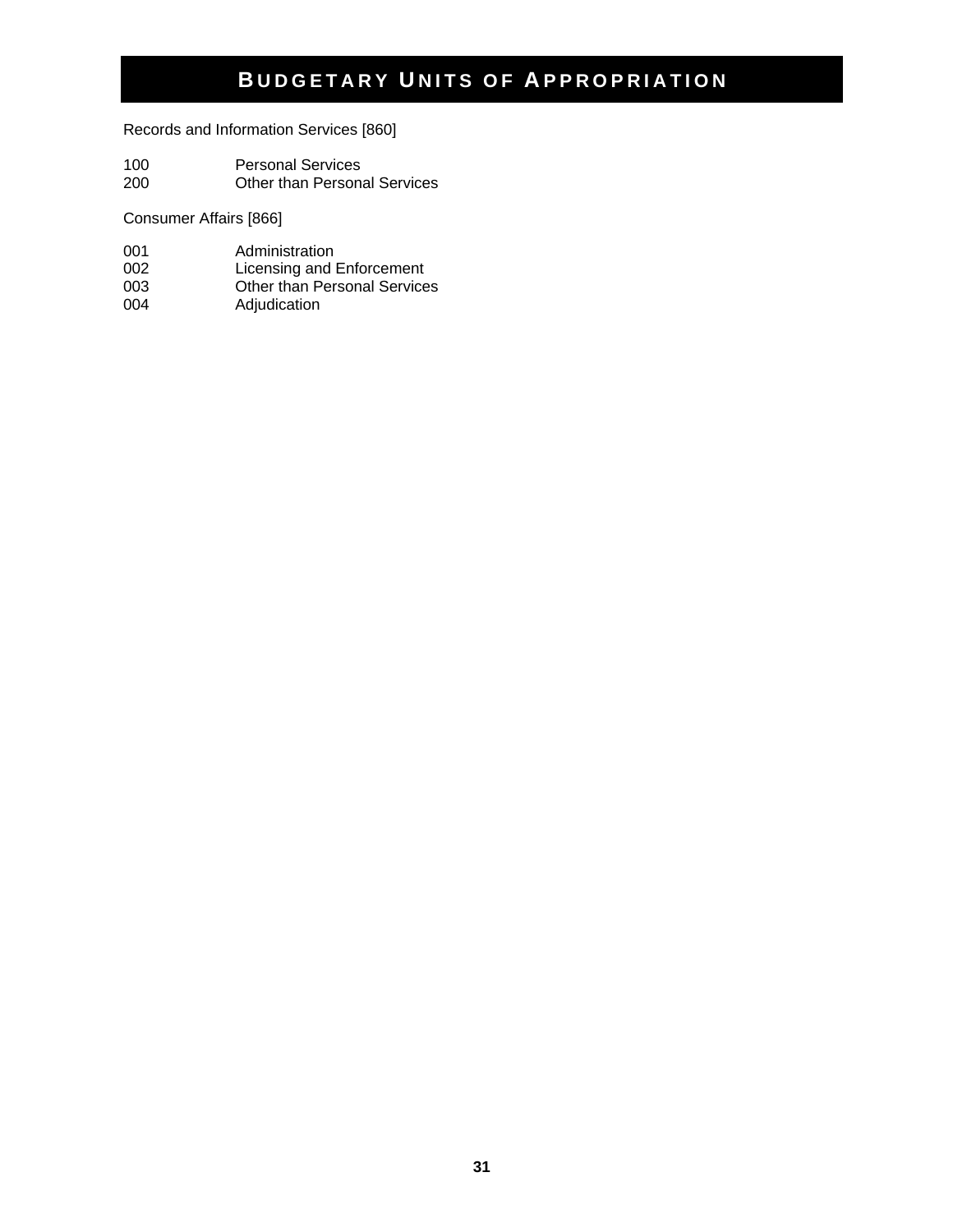# Budgetary Units of Appropriation

Records and Information Services [860]

| | |
|---|---|
| 100 | Personal Services |
| 200 | Other than Personal Services |

Consumer Affairs [866]

| | |
|---|---|
| 001 | Administration |
| 002 | Licensing and Enforcement |
| 003 | Other than Personal Services |
| 004 | Adjudication |